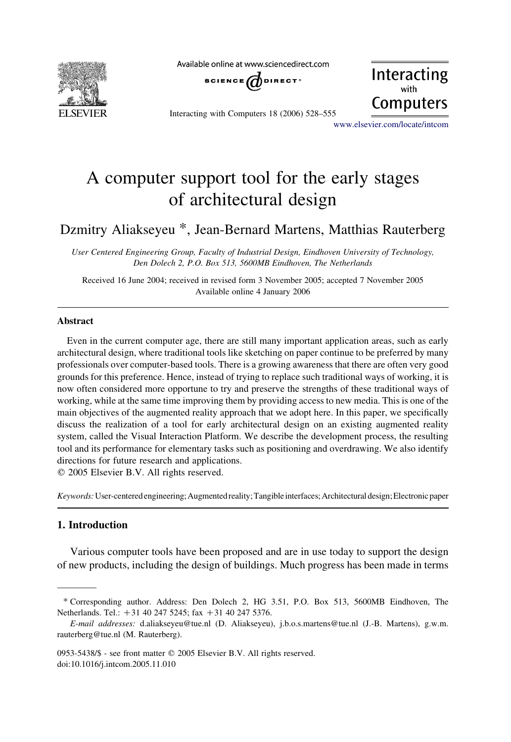# A computer support tool for the early stages of architectural design

Dzmitry Aliakseyeu *, Jean-Bernard Martens, Matthias Rauterberg

*User Centered Engineering Group, Faculty of Industrial Design, Eindhoven University of Technology, Den Dolech 2, P.O. Box 513, 5600MB Eindhoven, The Netherlands*

Received 16 June 2004; received in revised form 3 November 2005; accepted 7 November 2005
Available online 4 January 2006

## Abstract

Even in the current computer age, there are still many important application areas, such as early architectural design, where traditional tools like sketching on paper continue to be preferred by many professionals over computer-based tools. There is a growing awareness that there are often very good grounds for this preference. Hence, instead of trying to replace such traditional ways of working, it is now often considered more opportune to try and preserve the strengths of these traditional ways of working, while at the same time improving them by providing access to new media. This is one of the main objectives of the augmented reality approach that we adopt here. In this paper, we specifically discuss the realization of a tool for early architectural design on an existing augmented reality system, called the Visual Interaction Platform. We describe the development process, the resulting tool and its performance for elementary tasks such as positioning and overdrawing. We also identify directions for future research and applications.
© 2005 Elsevier B.V. All rights reserved.

*Keywords:* User-centered engineering; Augmented reality; Tangible interfaces; Architectural design; Electronic paper

## 1. Introduction

Various computer tools have been proposed and are in use today to support the design of new products, including the design of buildings. Much progress has been made in terms

---

\* Corresponding author. Address: Den Dolech 2, HG 3.51, P.O. Box 513, 5600MB Eindhoven, The Netherlands. Tel.: +31 40 247 5245; fax +31 40 247 5376.

*E-mail addresses:* d.aliakseyeu@tue.nl (D. Aliakseyeu), j.b.o.s.martens@tue.nl (J.-B. Martens), g.w.m. rauterberg@tue.nl (M. Rauterberg).

0953-5438/$ - see front matter © 2005 Elsevier B.V. All rights reserved.
doi:10.1016/j.intcom.2005.11.010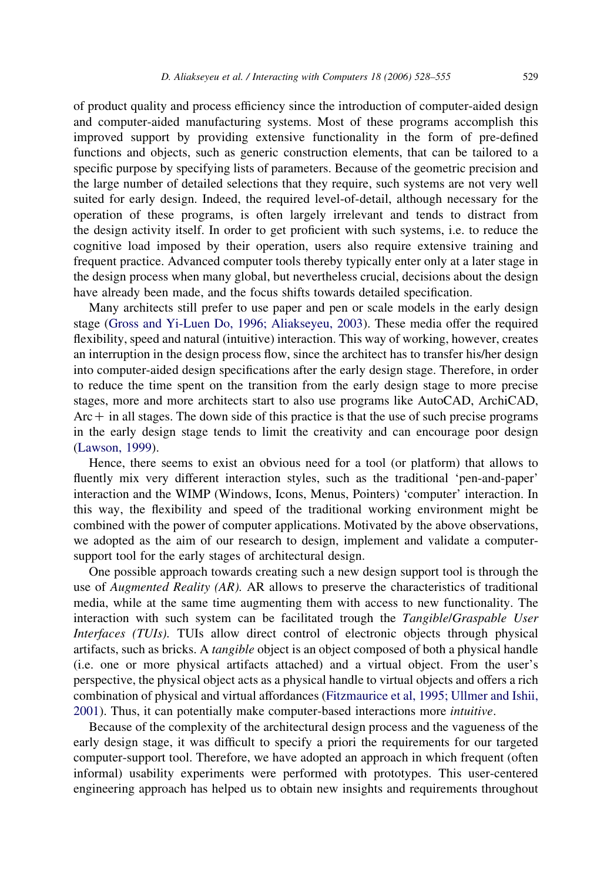of product quality and process efficiency since the introduction of computer-aided design and computer-aided manufacturing systems. Most of these programs accomplish this improved support by providing extensive functionality in the form of pre-defined functions and objects, such as generic construction elements, that can be tailored to a specific purpose by specifying lists of parameters. Because of the geometric precision and the large number of detailed selections that they require, such systems are not very well suited for early design. Indeed, the required level-of-detail, although necessary for the operation of these programs, is often largely irrelevant and tends to distract from the design activity itself. In order to get proficient with such systems, i.e. to reduce the cognitive load imposed by their operation, users also require extensive training and frequent practice. Advanced computer tools thereby typically enter only at a later stage in the design process when many global, but nevertheless crucial, decisions about the design have already been made, and the focus shifts towards detailed specification.

Many architects still prefer to use paper and pen or scale models in the early design stage (Gross and Yi-Luen Do, 1996; Aliakseyeu, 2003). These media offer the required flexibility, speed and natural (intuitive) interaction. This way of working, however, creates an interruption in the design process flow, since the architect has to transfer his/her design into computer-aided design specifications after the early design stage. Therefore, in order to reduce the time spent on the transition from the early design stage to more precise stages, more and more architects start to also use programs like AutoCAD, ArchiCAD, Arc+ in all stages. The down side of this practice is that the use of such precise programs in the early design stage tends to limit the creativity and can encourage poor design (Lawson, 1999).

Hence, there seems to exist an obvious need for a tool (or platform) that allows to fluently mix very different interaction styles, such as the traditional 'pen-and-paper' interaction and the WIMP (Windows, Icons, Menus, Pointers) 'computer' interaction. In this way, the flexibility and speed of the traditional working environment might be combined with the power of computer applications. Motivated by the above observations, we adopted as the aim of our research to design, implement and validate a computer-support tool for the early stages of architectural design.

One possible approach towards creating such a new design support tool is through the use of *Augmented Reality (AR).* AR allows to preserve the characteristics of traditional media, while at the same time augmenting them with access to new functionality. The interaction with such system can be facilitated trough the *Tangible/Graspable User Interfaces (TUIs).* TUIs allow direct control of electronic objects through physical artifacts, such as bricks. A *tangible* object is an object composed of both a physical handle (i.e. one or more physical artifacts attached) and a virtual object. From the user's perspective, the physical object acts as a physical handle to virtual objects and offers a rich combination of physical and virtual affordances (Fitzmaurice et al, 1995; Ullmer and Ishii, 2001). Thus, it can potentially make computer-based interactions more *intuitive*.

Because of the complexity of the architectural design process and the vagueness of the early design stage, it was difficult to specify a priori the requirements for our targeted computer-support tool. Therefore, we have adopted an approach in which frequent (often informal) usability experiments were performed with prototypes. This user-centered engineering approach has helped us to obtain new insights and requirements throughout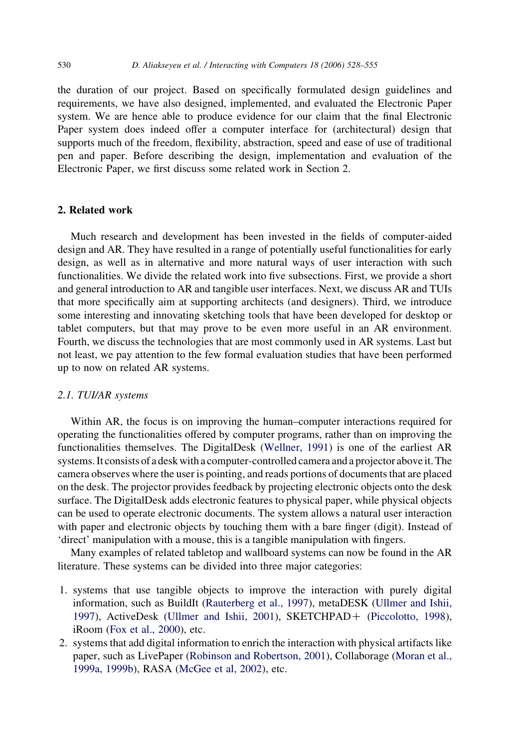the duration of our project. Based on specifically formulated design guidelines and requirements, we have also designed, implemented, and evaluated the Electronic Paper system. We are hence able to produce evidence for our claim that the final Electronic Paper system does indeed offer a computer interface for (architectural) design that supports much of the freedom, flexibility, abstraction, speed and ease of use of traditional pen and paper. Before describing the design, implementation and evaluation of the Electronic Paper, we first discuss some related work in Section 2.

## 2. Related work

Much research and development has been invested in the fields of computer-aided design and AR. They have resulted in a range of potentially useful functionalities for early design, as well as in alternative and more natural ways of user interaction with such functionalities. We divide the related work into five subsections. First, we provide a short and general introduction to AR and tangible user interfaces. Next, we discuss AR and TUIs that more specifically aim at supporting architects (and designers). Third, we introduce some interesting and innovating sketching tools that have been developed for desktop or tablet computers, but that may prove to be even more useful in an AR environment. Fourth, we discuss the technologies that are most commonly used in AR systems. Last but not least, we pay attention to the few formal evaluation studies that have been performed up to now on related AR systems.

### *2.1. TUI/AR systems*

Within AR, the focus is on improving the human–computer interactions required for operating the functionalities offered by computer programs, rather than on improving the functionalities themselves. The DigitalDesk (Wellner, 1991) is one of the earliest AR systems. It consists of a desk with a computer-controlled camera and a projector above it. The camera observes where the user is pointing, and reads portions of documents that are placed on the desk. The projector provides feedback by projecting electronic objects onto the desk surface. The DigitalDesk adds electronic features to physical paper, while physical objects can be used to operate electronic documents. The system allows a natural user interaction with paper and electronic objects by touching them with a bare finger (digit). Instead of 'direct' manipulation with a mouse, this is a tangible manipulation with fingers.

Many examples of related tabletop and wallboard systems can now be found in the AR literature. These systems can be divided into three major categories:

1. systems that use tangible objects to improve the interaction with purely digital information, such as BuildIt (Rauterberg et al., 1997), metaDESK (Ullmer and Ishii, 1997), ActiveDesk (Ullmer and Ishii, 2001), SKETCHPAD+ (Piccolotto, 1998), iRoom (Fox et al., 2000), etc.
2. systems that add digital information to enrich the interaction with physical artifacts like paper, such as LivePaper (Robinson and Robertson, 2001), Collaborage (Moran et al., 1999a, 1999b), RASA (McGee et al, 2002), etc.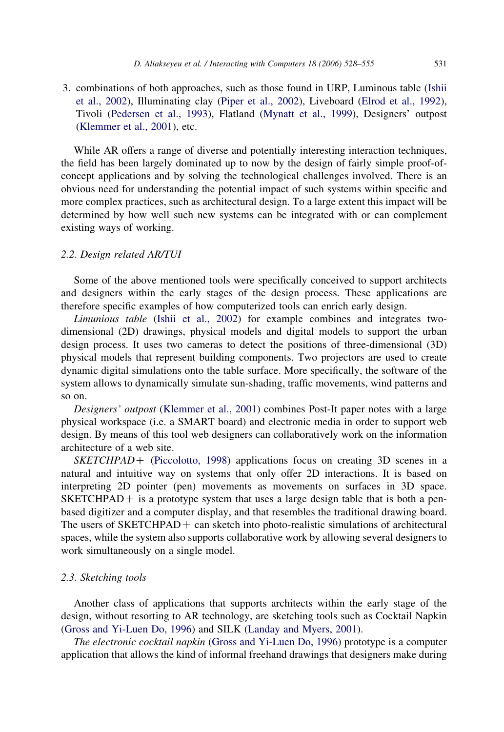3. combinations of both approaches, such as those found in URP, Luminous table (Ishii et al., 2002), Illuminating clay (Piper et al., 2002), Liveboard (Elrod et al., 1992), Tivoli (Pedersen et al., 1993), Flatland (Mynatt et al., 1999), Designers' outpost (Klemmer et al., 2001), etc.

While AR offers a range of diverse and potentially interesting interaction techniques, the field has been largely dominated up to now by the design of fairly simple proof-of-concept applications and by solving the technological challenges involved. There is an obvious need for understanding the potential impact of such systems within specific and more complex practices, such as architectural design. To a large extent this impact will be determined by how well such new systems can be integrated with or can complement existing ways of working.

### 2.2. Design related AR/TUI

Some of the above mentioned tools were specifically conceived to support architects and designers within the early stages of the design process. These applications are therefore specific examples of how computerized tools can enrich early design.

*Limunious table* (Ishii et al., 2002) for example combines and integrates two-dimensional (2D) drawings, physical models and digital models to support the urban design process. It uses two cameras to detect the positions of three-dimensional (3D) physical models that represent building components. Two projectors are used to create dynamic digital simulations onto the table surface. More specifically, the software of the system allows to dynamically simulate sun-shading, traffic movements, wind patterns and so on.

*Designers' outpost* (Klemmer et al., 2001) combines Post-It paper notes with a large physical workspace (i.e. a SMART board) and electronic media in order to support web design. By means of this tool web designers can collaboratively work on the information architecture of a web site.

*SKETCHPAD+* (Piccolotto, 1998) applications focus on creating 3D scenes in a natural and intuitive way on systems that only offer 2D interactions. It is based on interpreting 2D pointer (pen) movements as movements on surfaces in 3D space. SKETCHPAD+ is a prototype system that uses a large design table that is both a pen-based digitizer and a computer display, and that resembles the traditional drawing board. The users of SKETCHPAD+ can sketch into photo-realistic simulations of architectural spaces, while the system also supports collaborative work by allowing several designers to work simultaneously on a single model.

### 2.3. Sketching tools

Another class of applications that supports architects within the early stage of the design, without resorting to AR technology, are sketching tools such as Cocktail Napkin (Gross and Yi-Luen Do, 1996) and SILK (Landay and Myers, 2001).

*The electronic cocktail napkin* (Gross and Yi-Luen Do, 1996) prototype is a computer application that allows the kind of informal freehand drawings that designers make during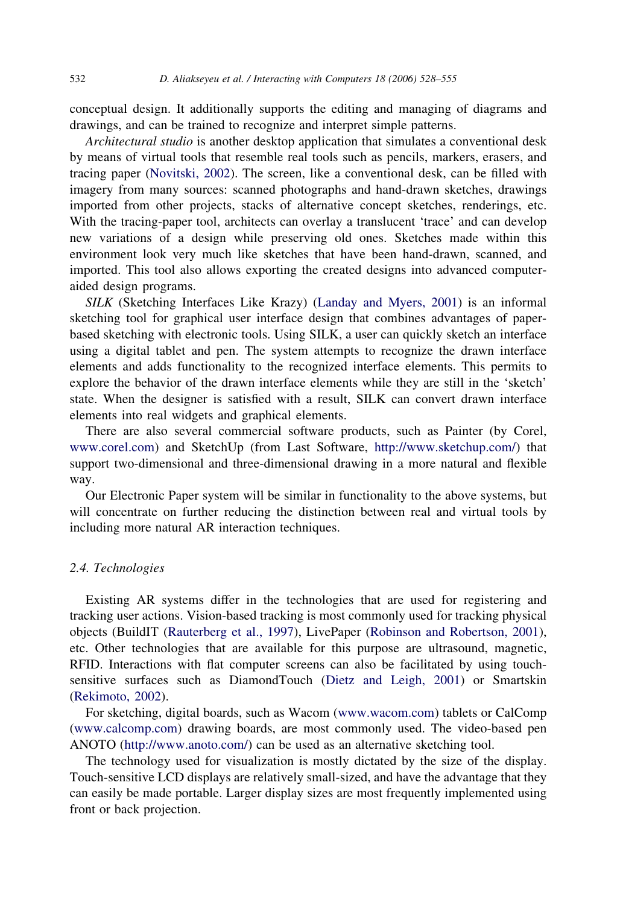conceptual design. It additionally supports the editing and managing of diagrams and drawings, and can be trained to recognize and interpret simple patterns.

*Architectural studio* is another desktop application that simulates a conventional desk by means of virtual tools that resemble real tools such as pencils, markers, erasers, and tracing paper (Novitski, 2002). The screen, like a conventional desk, can be filled with imagery from many sources: scanned photographs and hand-drawn sketches, drawings imported from other projects, stacks of alternative concept sketches, renderings, etc. With the tracing-paper tool, architects can overlay a translucent 'trace' and can develop new variations of a design while preserving old ones. Sketches made within this environment look very much like sketches that have been hand-drawn, scanned, and imported. This tool also allows exporting the created designs into advanced computer-aided design programs.

*SILK* (Sketching Interfaces Like Krazy) (Landay and Myers, 2001) is an informal sketching tool for graphical user interface design that combines advantages of paper-based sketching with electronic tools. Using SILK, a user can quickly sketch an interface using a digital tablet and pen. The system attempts to recognize the drawn interface elements and adds functionality to the recognized interface elements. This permits to explore the behavior of the drawn interface elements while they are still in the 'sketch' state. When the designer is satisfied with a result, SILK can convert drawn interface elements into real widgets and graphical elements.

There are also several commercial software products, such as Painter (by Corel, www.corel.com) and SketchUp (from Last Software, http://www.sketchup.com/) that support two-dimensional and three-dimensional drawing in a more natural and flexible way.

Our Electronic Paper system will be similar in functionality to the above systems, but will concentrate on further reducing the distinction between real and virtual tools by including more natural AR interaction techniques.

### 2.4. Technologies

Existing AR systems differ in the technologies that are used for registering and tracking user actions. Vision-based tracking is most commonly used for tracking physical objects (BuildIT (Rauterberg et al., 1997), LivePaper (Robinson and Robertson, 2001), etc. Other technologies that are available for this purpose are ultrasound, magnetic, RFID. Interactions with flat computer screens can also be facilitated by using touch-sensitive surfaces such as DiamondTouch (Dietz and Leigh, 2001) or Smartskin (Rekimoto, 2002).

For sketching, digital boards, such as Wacom (www.wacom.com) tablets or CalComp (www.calcomp.com) drawing boards, are most commonly used. The video-based pen ANOTO (http://www.anoto.com/) can be used as an alternative sketching tool.

The technology used for visualization is mostly dictated by the size of the display. Touch-sensitive LCD displays are relatively small-sized, and have the advantage that they can easily be made portable. Larger display sizes are most frequently implemented using front or back projection.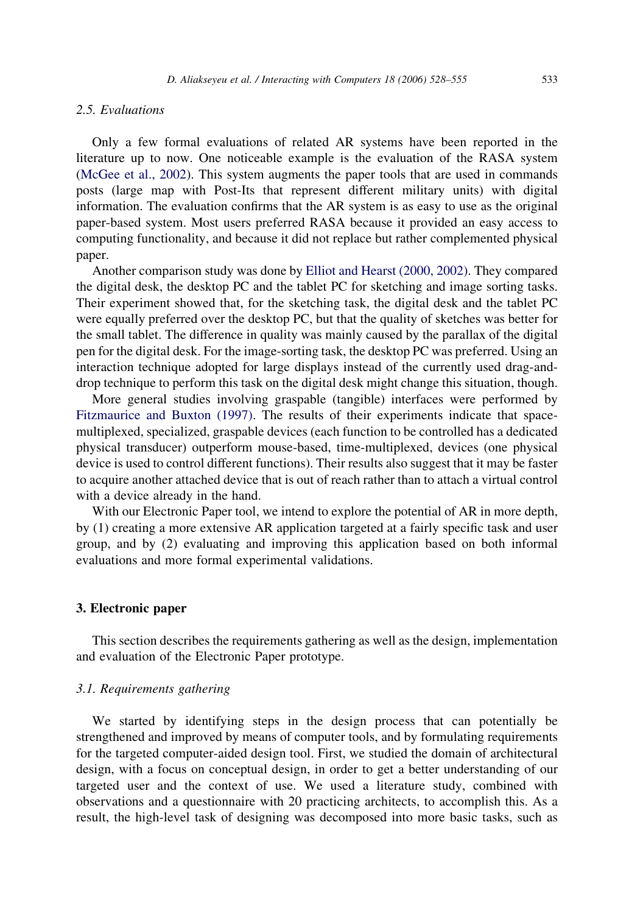### 2.5. Evaluations

Only a few formal evaluations of related AR systems have been reported in the literature up to now. One noticeable example is the evaluation of the RASA system (McGee et al., 2002). This system augments the paper tools that are used in commands posts (large map with Post-Its that represent different military units) with digital information. The evaluation confirms that the AR system is as easy to use as the original paper-based system. Most users preferred RASA because it provided an easy access to computing functionality, and because it did not replace but rather complemented physical paper.

Another comparison study was done by Elliot and Hearst (2000, 2002). They compared the digital desk, the desktop PC and the tablet PC for sketching and image sorting tasks. Their experiment showed that, for the sketching task, the digital desk and the tablet PC were equally preferred over the desktop PC, but that the quality of sketches was better for the small tablet. The difference in quality was mainly caused by the parallax of the digital pen for the digital desk. For the image-sorting task, the desktop PC was preferred. Using an interaction technique adopted for large displays instead of the currently used drag-and-drop technique to perform this task on the digital desk might change this situation, though.

More general studies involving graspable (tangible) interfaces were performed by Fitzmaurice and Buxton (1997). The results of their experiments indicate that space-multiplexed, specialized, graspable devices (each function to be controlled has a dedicated physical transducer) outperform mouse-based, time-multiplexed, devices (one physical device is used to control different functions). Their results also suggest that it may be faster to acquire another attached device that is out of reach rather than to attach a virtual control with a device already in the hand.

With our Electronic Paper tool, we intend to explore the potential of AR in more depth, by (1) creating a more extensive AR application targeted at a fairly specific task and user group, and by (2) evaluating and improving this application based on both informal evaluations and more formal experimental validations.

## 3. Electronic paper

This section describes the requirements gathering as well as the design, implementation and evaluation of the Electronic Paper prototype.

### 3.1. Requirements gathering

We started by identifying steps in the design process that can potentially be strengthened and improved by means of computer tools, and by formulating requirements for the targeted computer-aided design tool. First, we studied the domain of architectural design, with a focus on conceptual design, in order to get a better understanding of our targeted user and the context of use. We used a literature study, combined with observations and a questionnaire with 20 practicing architects, to accomplish this. As a result, the high-level task of designing was decomposed into more basic tasks, such as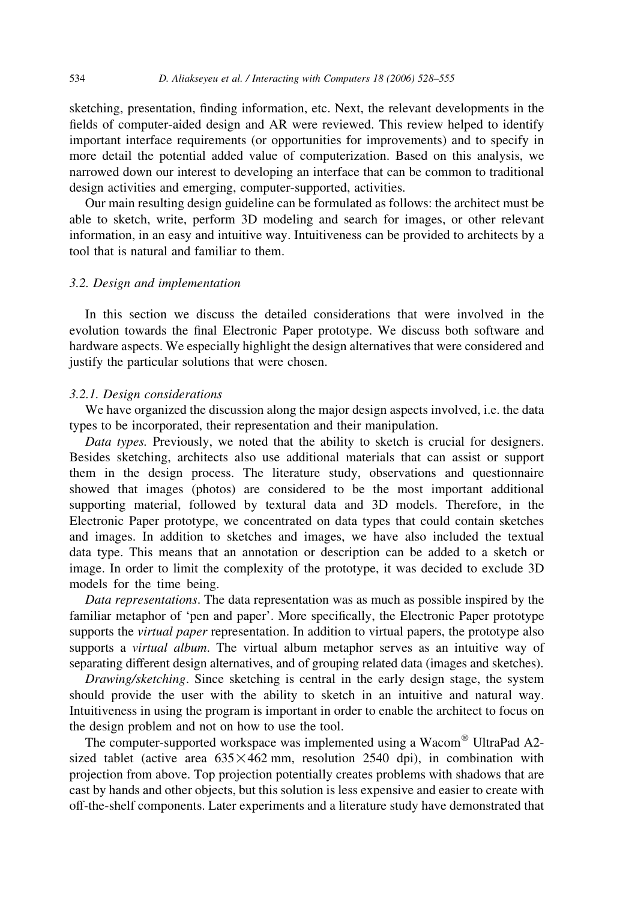sketching, presentation, finding information, etc. Next, the relevant developments in the fields of computer-aided design and AR were reviewed. This review helped to identify important interface requirements (or opportunities for improvements) and to specify in more detail the potential added value of computerization. Based on this analysis, we narrowed down our interest to developing an interface that can be common to traditional design activities and emerging, computer-supported, activities.

Our main resulting design guideline can be formulated as follows: the architect must be able to sketch, write, perform 3D modeling and search for images, or other relevant information, in an easy and intuitive way. Intuitiveness can be provided to architects by a tool that is natural and familiar to them.

### 3.2. Design and implementation

In this section we discuss the detailed considerations that were involved in the evolution towards the final Electronic Paper prototype. We discuss both software and hardware aspects. We especially highlight the design alternatives that were considered and justify the particular solutions that were chosen.

#### 3.2.1. Design considerations

We have organized the discussion along the major design aspects involved, i.e. the data types to be incorporated, their representation and their manipulation.

*Data types.* Previously, we noted that the ability to sketch is crucial for designers. Besides sketching, architects also use additional materials that can assist or support them in the design process. The literature study, observations and questionnaire showed that images (photos) are considered to be the most important additional supporting material, followed by textural data and 3D models. Therefore, in the Electronic Paper prototype, we concentrated on data types that could contain sketches and images. In addition to sketches and images, we have also included the textual data type. This means that an annotation or description can be added to a sketch or image. In order to limit the complexity of the prototype, it was decided to exclude 3D models for the time being.

*Data representations*. The data representation was as much as possible inspired by the familiar metaphor of 'pen and paper'. More specifically, the Electronic Paper prototype supports the *virtual paper* representation. In addition to virtual papers, the prototype also supports a *virtual album*. The virtual album metaphor serves as an intuitive way of separating different design alternatives, and of grouping related data (images and sketches).

*Drawing/sketching*. Since sketching is central in the early design stage, the system should provide the user with the ability to sketch in an intuitive and natural way. Intuitiveness in using the program is important in order to enable the architect to focus on the design problem and not on how to use the tool.

The computer-supported workspace was implemented using a Wacom® UltraPad A2-sized tablet (active area $635 \times 462$ mm, resolution 2540 dpi), in combination with projection from above. Top projection potentially creates problems with shadows that are cast by hands and other objects, but this solution is less expensive and easier to create with off-the-shelf components. Later experiments and a literature study have demonstrated that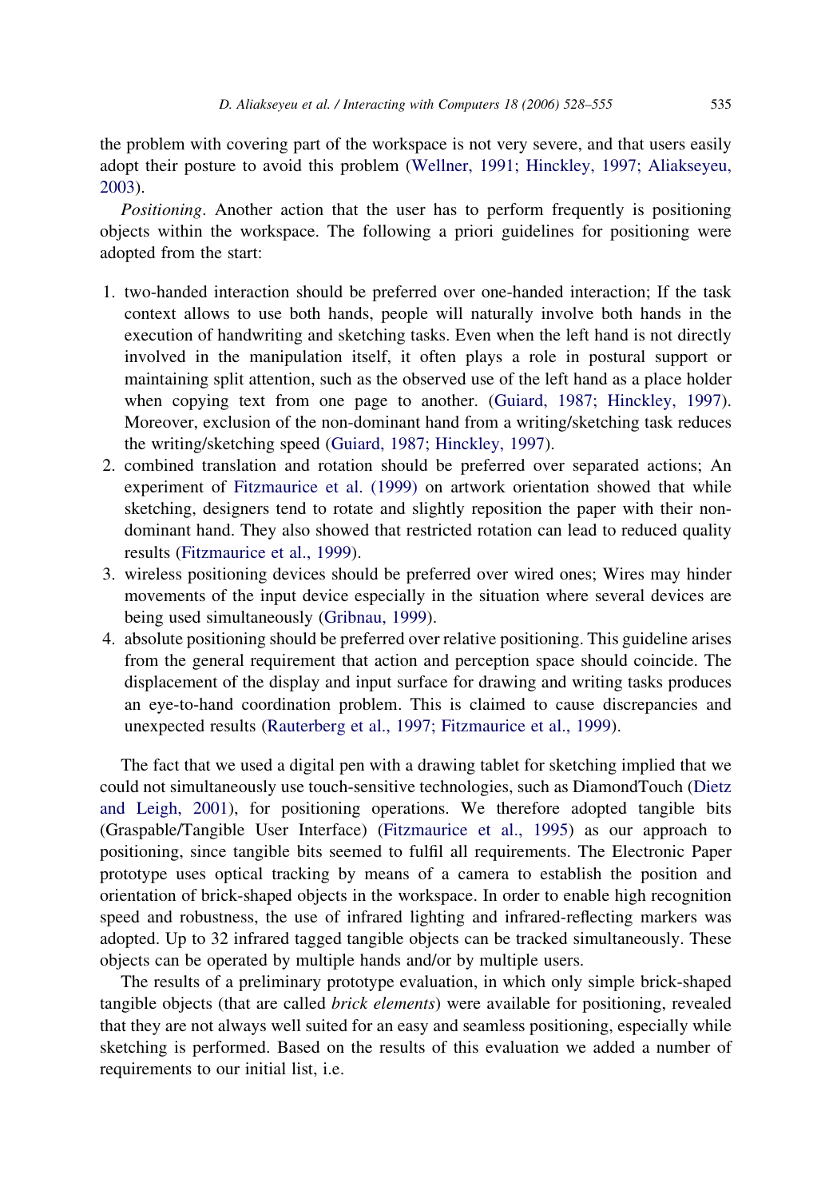the problem with covering part of the workspace is not very severe, and that users easily adopt their posture to avoid this problem (Wellner, 1991; Hinckley, 1997; Aliakseyeu, 2003).

*Positioning*. Another action that the user has to perform frequently is positioning objects within the workspace. The following a priori guidelines for positioning were adopted from the start:

1. two-handed interaction should be preferred over one-handed interaction; If the task context allows to use both hands, people will naturally involve both hands in the execution of handwriting and sketching tasks. Even when the left hand is not directly involved in the manipulation itself, it often plays a role in postural support or maintaining split attention, such as the observed use of the left hand as a place holder when copying text from one page to another. (Guiard, 1987; Hinckley, 1997). Moreover, exclusion of the non-dominant hand from a writing/sketching task reduces the writing/sketching speed (Guiard, 1987; Hinckley, 1997).
2. combined translation and rotation should be preferred over separated actions; An experiment of Fitzmaurice et al. (1999) on artwork orientation showed that while sketching, designers tend to rotate and slightly reposition the paper with their non-dominant hand. They also showed that restricted rotation can lead to reduced quality results (Fitzmaurice et al., 1999).
3. wireless positioning devices should be preferred over wired ones; Wires may hinder movements of the input device especially in the situation where several devices are being used simultaneously (Gribnau, 1999).
4. absolute positioning should be preferred over relative positioning. This guideline arises from the general requirement that action and perception space should coincide. The displacement of the display and input surface for drawing and writing tasks produces an eye-to-hand coordination problem. This is claimed to cause discrepancies and unexpected results (Rauterberg et al., 1997; Fitzmaurice et al., 1999).

The fact that we used a digital pen with a drawing tablet for sketching implied that we could not simultaneously use touch-sensitive technologies, such as DiamondTouch (Dietz and Leigh, 2001), for positioning operations. We therefore adopted tangible bits (Graspable/Tangible User Interface) (Fitzmaurice et al., 1995) as our approach to positioning, since tangible bits seemed to fulfil all requirements. The Electronic Paper prototype uses optical tracking by means of a camera to establish the position and orientation of brick-shaped objects in the workspace. In order to enable high recognition speed and robustness, the use of infrared lighting and infrared-reflecting markers was adopted. Up to 32 infrared tagged tangible objects can be tracked simultaneously. These objects can be operated by multiple hands and/or by multiple users.

The results of a preliminary prototype evaluation, in which only simple brick-shaped tangible objects (that are called *brick elements*) were available for positioning, revealed that they are not always well suited for an easy and seamless positioning, especially while sketching is performed. Based on the results of this evaluation we added a number of requirements to our initial list, i.e.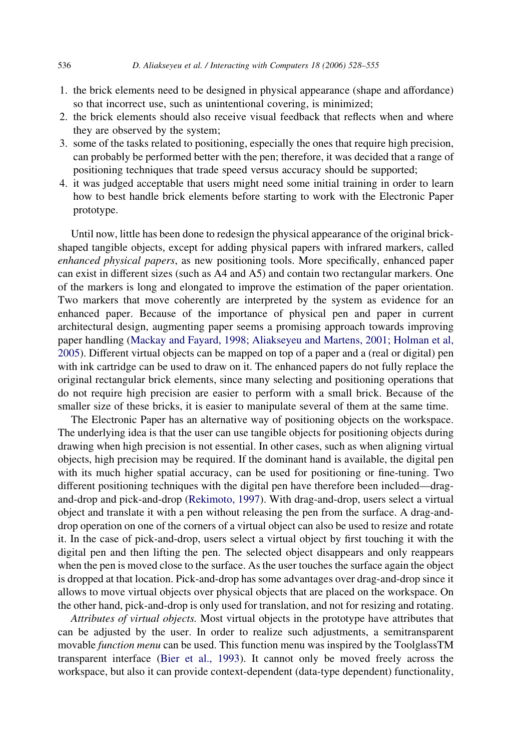1. the brick elements need to be designed in physical appearance (shape and affordance) so that incorrect use, such as unintentional covering, is minimized;
2. the brick elements should also receive visual feedback that reflects when and where they are observed by the system;
3. some of the tasks related to positioning, especially the ones that require high precision, can probably be performed better with the pen; therefore, it was decided that a range of positioning techniques that trade speed versus accuracy should be supported;
4. it was judged acceptable that users might need some initial training in order to learn how to best handle brick elements before starting to work with the Electronic Paper prototype.

Until now, little has been done to redesign the physical appearance of the original brick-shaped tangible objects, except for adding physical papers with infrared markers, called *enhanced physical papers*, as new positioning tools. More specifically, enhanced paper can exist in different sizes (such as A4 and A5) and contain two rectangular markers. One of the markers is long and elongated to improve the estimation of the paper orientation. Two markers that move coherently are interpreted by the system as evidence for an enhanced paper. Because of the importance of physical pen and paper in current architectural design, augmenting paper seems a promising approach towards improving paper handling (Mackay and Fayard, 1998; Aliakseyeu and Martens, 2001; Holman et al, 2005). Different virtual objects can be mapped on top of a paper and a (real or digital) pen with ink cartridge can be used to draw on it. The enhanced papers do not fully replace the original rectangular brick elements, since many selecting and positioning operations that do not require high precision are easier to perform with a small brick. Because of the smaller size of these bricks, it is easier to manipulate several of them at the same time.

The Electronic Paper has an alternative way of positioning objects on the workspace. The underlying idea is that the user can use tangible objects for positioning objects during drawing when high precision is not essential. In other cases, such as when aligning virtual objects, high precision may be required. If the dominant hand is available, the digital pen with its much higher spatial accuracy, can be used for positioning or fine-tuning. Two different positioning techniques with the digital pen have therefore been included—drag-and-drop and pick-and-drop (Rekimoto, 1997). With drag-and-drop, users select a virtual object and translate it with a pen without releasing the pen from the surface. A drag-and-drop operation on one of the corners of a virtual object can also be used to resize and rotate it. In the case of pick-and-drop, users select a virtual object by first touching it with the digital pen and then lifting the pen. The selected object disappears and only reappears when the pen is moved close to the surface. As the user touches the surface again the object is dropped at that location. Pick-and-drop has some advantages over drag-and-drop since it allows to move virtual objects over physical objects that are placed on the workspace. On the other hand, pick-and-drop is only used for translation, and not for resizing and rotating.

*Attributes of virtual objects.* Most virtual objects in the prototype have attributes that can be adjusted by the user. In order to realize such adjustments, a semitransparent movable *function menu* can be used. This function menu was inspired by the ToolglassTM transparent interface (Bier et al., 1993). It cannot only be moved freely across the workspace, but also it can provide context-dependent (data-type dependent) functionality,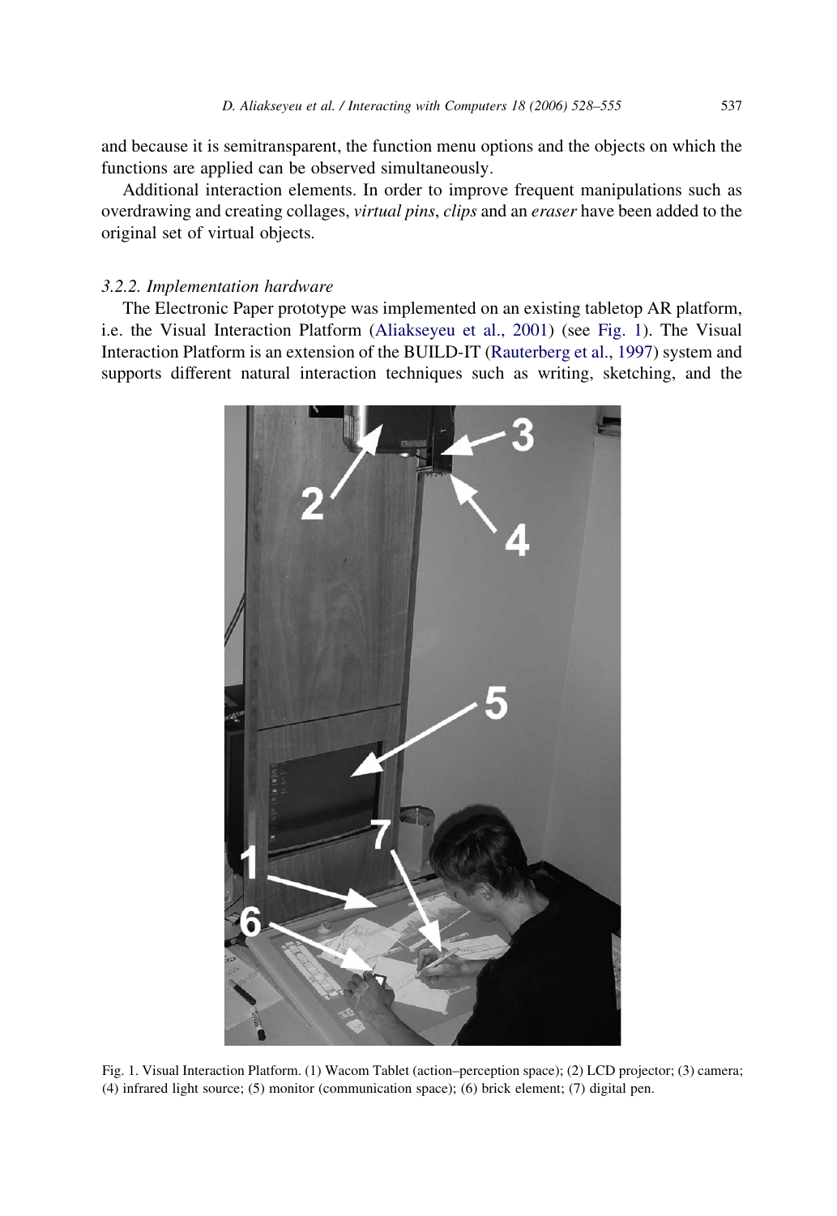and because it is semitransparent, the function menu options and the objects on which the functions are applied can be observed simultaneously.

Additional interaction elements. In order to improve frequent manipulations such as overdrawing and creating collages, *virtual pins*, *clips* and an *eraser* have been added to the original set of virtual objects.

### 3.2.2. Implementation hardware

The Electronic Paper prototype was implemented on an existing tabletop AR platform, i.e. the Visual Interaction Platform (Aliakseyeu et al., 2001) (see Fig. 1). The Visual Interaction Platform is an extension of the BUILD-IT (Rauterberg et al., 1997) system and supports different natural interaction techniques such as writing, sketching, and the

Fig. 1. Visual Interaction Platform. (1) Wacom Tablet (action–perception space); (2) LCD projector; (3) camera; (4) infrared light source; (5) monitor (communication space); (6) brick element; (7) digital pen.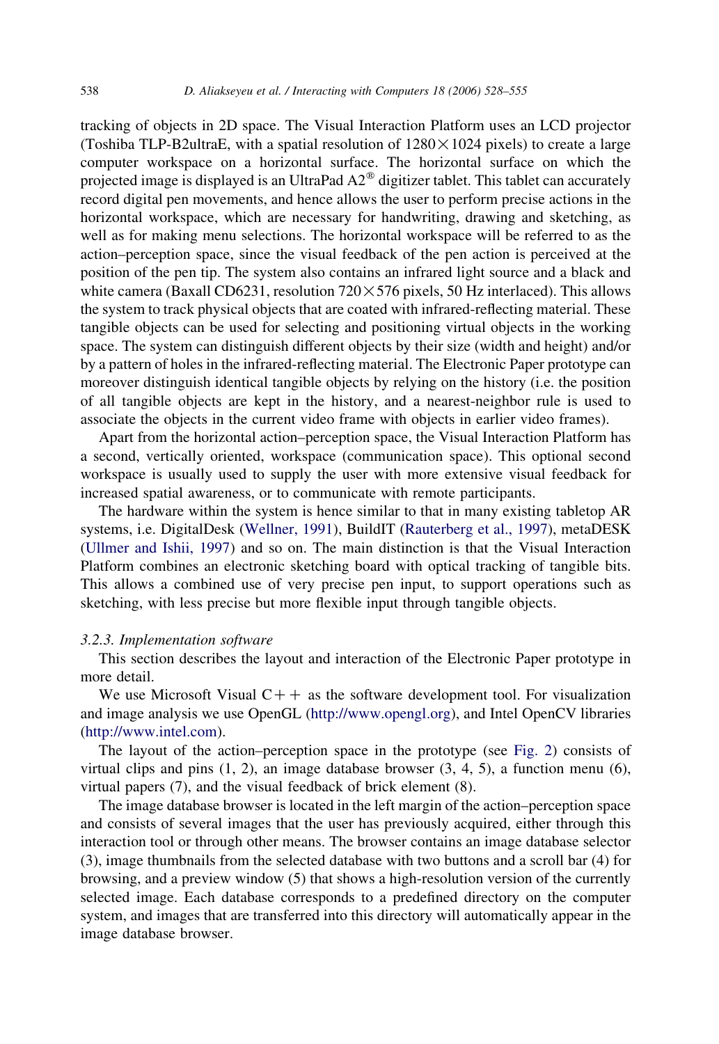tracking of objects in 2D space. The Visual Interaction Platform uses an LCD projector (Toshiba TLP-B2ultraE, with a spatial resolution of $1280 \times 1024$ pixels) to create a large computer workspace on a horizontal surface. The horizontal surface on which the projected image is displayed is an UltraPad A2® digitizer tablet. This tablet can accurately record digital pen movements, and hence allows the user to perform precise actions in the horizontal workspace, which are necessary for handwriting, drawing and sketching, as well as for making menu selections. The horizontal workspace will be referred to as the action–perception space, since the visual feedback of the pen action is perceived at the position of the pen tip. The system also contains an infrared light source and a black and white camera (Baxall CD6231, resolution $720 \times 576$ pixels, 50 Hz interlaced). This allows the system to track physical objects that are coated with infrared-reflecting material. These tangible objects can be used for selecting and positioning virtual objects in the working space. The system can distinguish different objects by their size (width and height) and/or by a pattern of holes in the infrared-reflecting material. The Electronic Paper prototype can moreover distinguish identical tangible objects by relying on the history (i.e. the position of all tangible objects are kept in the history, and a nearest-neighbor rule is used to associate the objects in the current video frame with objects in earlier video frames).

Apart from the horizontal action–perception space, the Visual Interaction Platform has a second, vertically oriented, workspace (communication space). This optional second workspace is usually used to supply the user with more extensive visual feedback for increased spatial awareness, or to communicate with remote participants.

The hardware within the system is hence similar to that in many existing tabletop AR systems, i.e. DigitalDesk (Wellner, 1991), BuildIT (Rauterberg et al., 1997), metaDESK (Ullmer and Ishii, 1997) and so on. The main distinction is that the Visual Interaction Platform combines an electronic sketching board with optical tracking of tangible bits. This allows a combined use of very precise pen input, to support operations such as sketching, with less precise but more flexible input through tangible objects.

### *3.2.3. Implementation software*

This section describes the layout and interaction of the Electronic Paper prototype in more detail.

We use Microsoft Visual C++ as the software development tool. For visualization and image analysis we use OpenGL (http://www.opengl.org), and Intel OpenCV libraries (http://www.intel.com).

The layout of the action–perception space in the prototype (see Fig. 2) consists of virtual clips and pins (1, 2), an image database browser (3, 4, 5), a function menu (6), virtual papers (7), and the visual feedback of brick element (8).

The image database browser is located in the left margin of the action–perception space and consists of several images that the user has previously acquired, either through this interaction tool or through other means. The browser contains an image database selector (3), image thumbnails from the selected database with two buttons and a scroll bar (4) for browsing, and a preview window (5) that shows a high-resolution version of the currently selected image. Each database corresponds to a predefined directory on the computer system, and images that are transferred into this directory will automatically appear in the image database browser.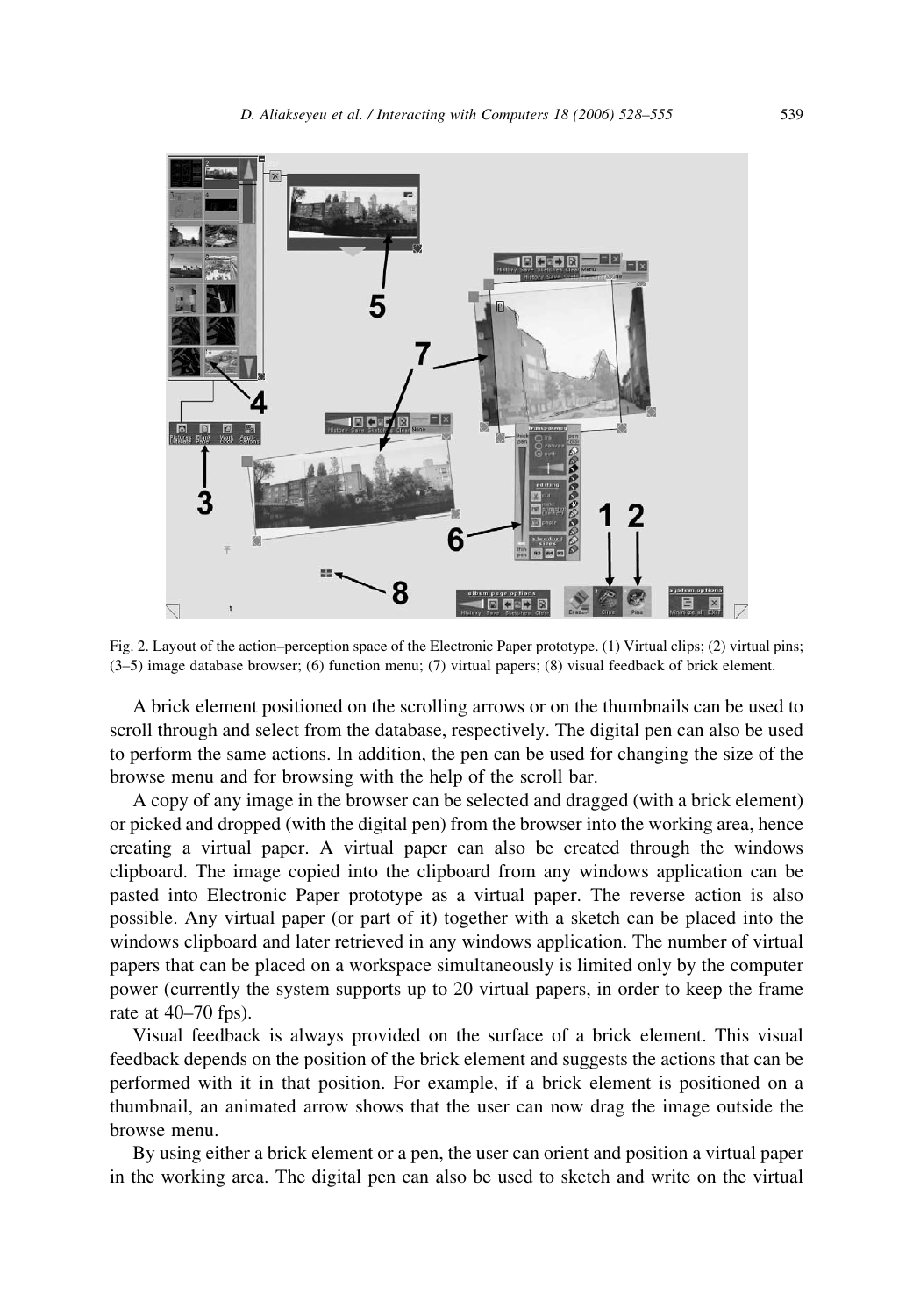Fig. 2. Layout of the action–perception space of the Electronic Paper prototype. (1) Virtual clips; (2) virtual pins; (3–5) image database browser; (6) function menu; (7) virtual papers; (8) visual feedback of brick element.

A brick element positioned on the scrolling arrows or on the thumbnails can be used to scroll through and select from the database, respectively. The digital pen can also be used to perform the same actions. In addition, the pen can be used for changing the size of the browse menu and for browsing with the help of the scroll bar.

A copy of any image in the browser can be selected and dragged (with a brick element) or picked and dropped (with the digital pen) from the browser into the working area, hence creating a virtual paper. A virtual paper can also be created through the windows clipboard. The image copied into the clipboard from any windows application can be pasted into Electronic Paper prototype as a virtual paper. The reverse action is also possible. Any virtual paper (or part of it) together with a sketch can be placed into the windows clipboard and later retrieved in any windows application. The number of virtual papers that can be placed on a workspace simultaneously is limited only by the computer power (currently the system supports up to 20 virtual papers, in order to keep the frame rate at 40–70 fps).

Visual feedback is always provided on the surface of a brick element. This visual feedback depends on the position of the brick element and suggests the actions that can be performed with it in that position. For example, if a brick element is positioned on a thumbnail, an animated arrow shows that the user can now drag the image outside the browse menu.

By using either a brick element or a pen, the user can orient and position a virtual paper in the working area. The digital pen can also be used to sketch and write on the virtual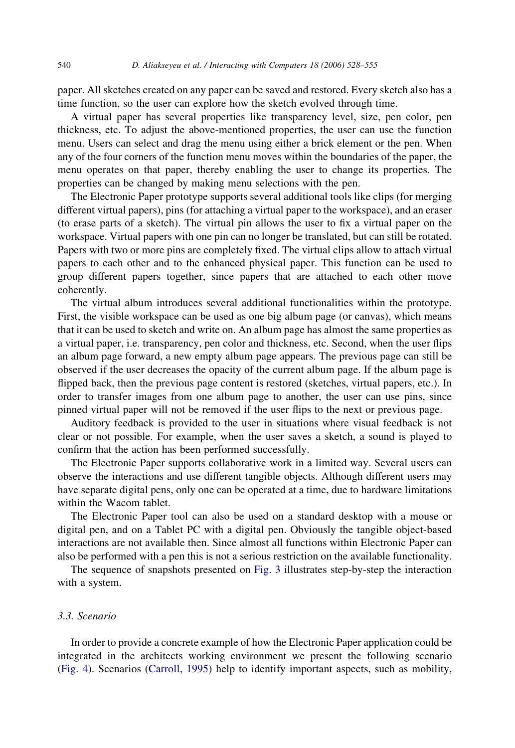paper. All sketches created on any paper can be saved and restored. Every sketch also has a time function, so the user can explore how the sketch evolved through time.

A virtual paper has several properties like transparency level, size, pen color, pen thickness, etc. To adjust the above-mentioned properties, the user can use the function menu. Users can select and drag the menu using either a brick element or the pen. When any of the four corners of the function menu moves within the boundaries of the paper, the menu operates on that paper, thereby enabling the user to change its properties. The properties can be changed by making menu selections with the pen.

The Electronic Paper prototype supports several additional tools like clips (for merging different virtual papers), pins (for attaching a virtual paper to the workspace), and an eraser (to erase parts of a sketch). The virtual pin allows the user to fix a virtual paper on the workspace. Virtual papers with one pin can no longer be translated, but can still be rotated. Papers with two or more pins are completely fixed. The virtual clips allow to attach virtual papers to each other and to the enhanced physical paper. This function can be used to group different papers together, since papers that are attached to each other move coherently.

The virtual album introduces several additional functionalities within the prototype. First, the visible workspace can be used as one big album page (or canvas), which means that it can be used to sketch and write on. An album page has almost the same properties as a virtual paper, i.e. transparency, pen color and thickness, etc. Second, when the user flips an album page forward, a new empty album page appears. The previous page can still be observed if the user decreases the opacity of the current album page. If the album page is flipped back, then the previous page content is restored (sketches, virtual papers, etc.). In order to transfer images from one album page to another, the user can use pins, since pinned virtual paper will not be removed if the user flips to the next or previous page.

Auditory feedback is provided to the user in situations where visual feedback is not clear or not possible. For example, when the user saves a sketch, a sound is played to confirm that the action has been performed successfully.

The Electronic Paper supports collaborative work in a limited way. Several users can observe the interactions and use different tangible objects. Although different users may have separate digital pens, only one can be operated at a time, due to hardware limitations within the Wacom tablet.

The Electronic Paper tool can also be used on a standard desktop with a mouse or digital pen, and on a Tablet PC with a digital pen. Obviously the tangible object-based interactions are not available then. Since almost all functions within Electronic Paper can also be performed with a pen this is not a serious restriction on the available functionality.

The sequence of snapshots presented on Fig. 3 illustrates step-by-step the interaction with a system.

### *3.3. Scenario*

In order to provide a concrete example of how the Electronic Paper application could be integrated in the architects working environment we present the following scenario (Fig. 4). Scenarios (Carroll, 1995) help to identify important aspects, such as mobility,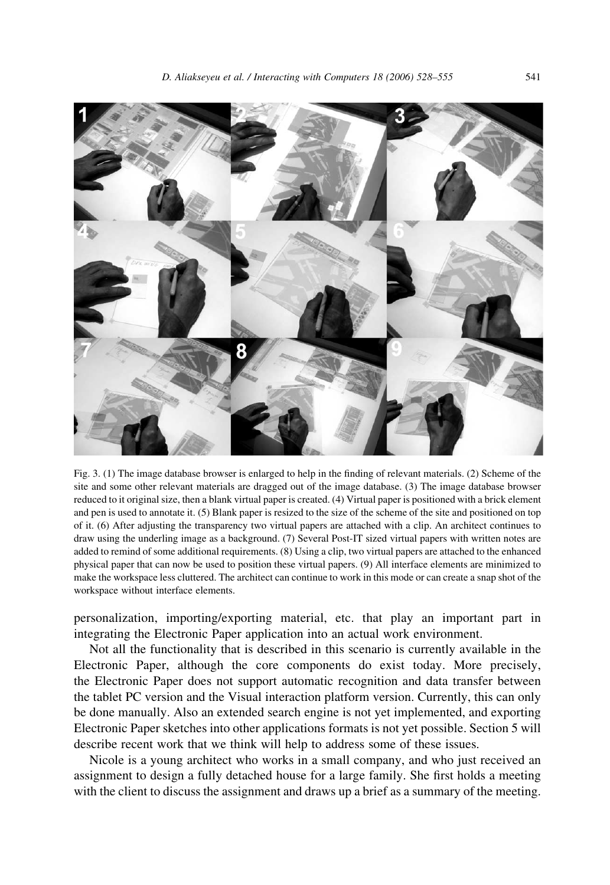Fig. 3. (1) The image database browser is enlarged to help in the finding of relevant materials. (2) Scheme of the site and some other relevant materials are dragged out of the image database. (3) The image database browser reduced to it original size, then a blank virtual paper is created. (4) Virtual paper is positioned with a brick element and pen is used to annotate it. (5) Blank paper is resized to the size of the scheme of the site and positioned on top of it. (6) After adjusting the transparency two virtual papers are attached with a clip. An architect continues to draw using the underling image as a background. (7) Several Post-IT sized virtual papers with written notes are added to remind of some additional requirements. (8) Using a clip, two virtual papers are attached to the enhanced physical paper that can now be used to position these virtual papers. (9) All interface elements are minimized to make the workspace less cluttered. The architect can continue to work in this mode or can create a snap shot of the workspace without interface elements.

personalization, importing/exporting material, etc. that play an important part in integrating the Electronic Paper application into an actual work environment.

Not all the functionality that is described in this scenario is currently available in the Electronic Paper, although the core components do exist today. More precisely, the Electronic Paper does not support automatic recognition and data transfer between the tablet PC version and the Visual interaction platform version. Currently, this can only be done manually. Also an extended search engine is not yet implemented, and exporting Electronic Paper sketches into other applications formats is not yet possible. Section 5 will describe recent work that we think will help to address some of these issues.

Nicole is a young architect who works in a small company, and who just received an assignment to design a fully detached house for a large family. She first holds a meeting with the client to discuss the assignment and draws up a brief as a summary of the meeting.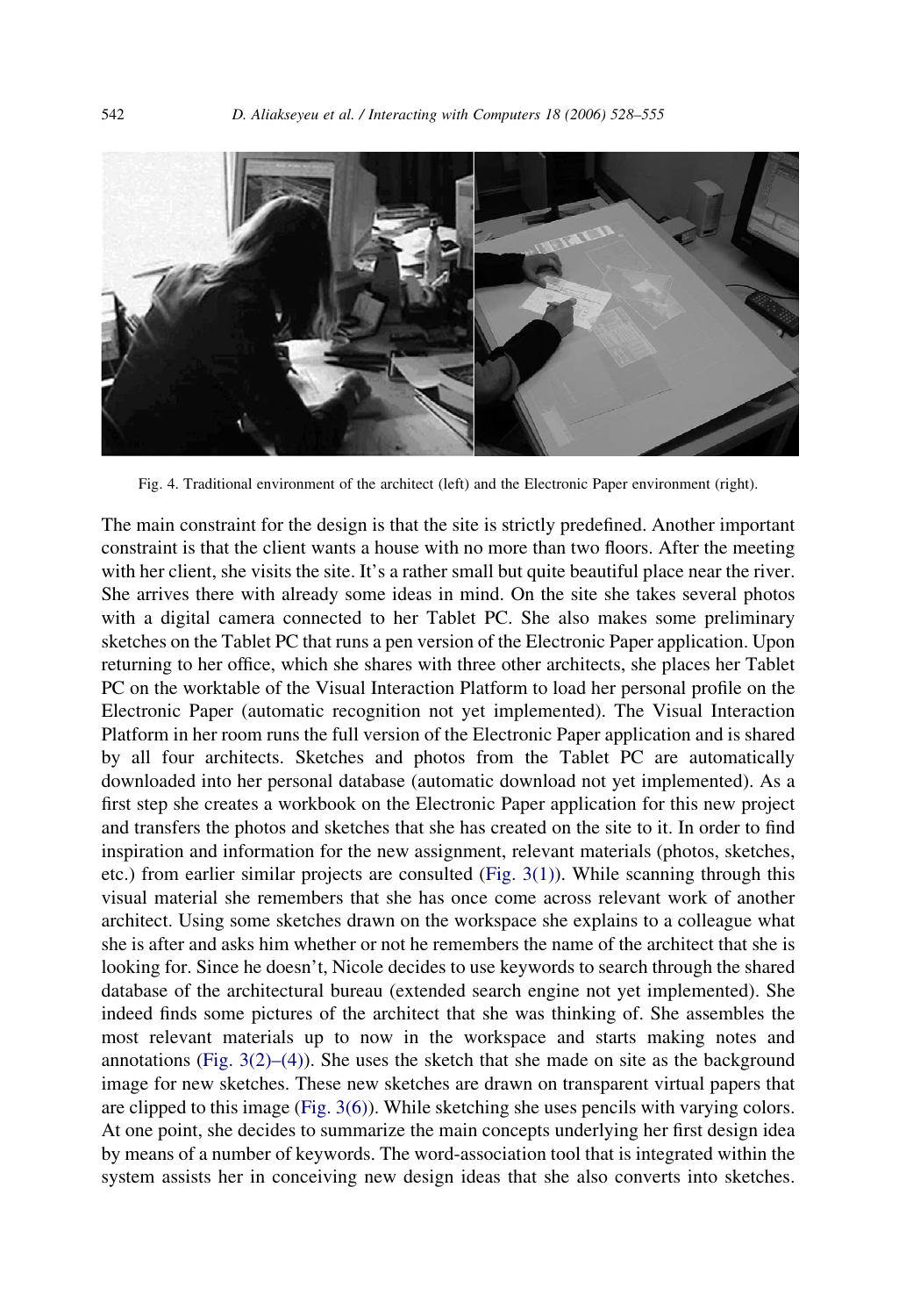Fig. 4. Traditional environment of the architect (left) and the Electronic Paper environment (right).

The main constraint for the design is that the site is strictly predefined. Another important constraint is that the client wants a house with no more than two floors. After the meeting with her client, she visits the site. It's a rather small but quite beautiful place near the river. She arrives there with already some ideas in mind. On the site she takes several photos with a digital camera connected to her Tablet PC. She also makes some preliminary sketches on the Tablet PC that runs a pen version of the Electronic Paper application. Upon returning to her office, which she shares with three other architects, she places her Tablet PC on the worktable of the Visual Interaction Platform to load her personal profile on the Electronic Paper (automatic recognition not yet implemented). The Visual Interaction Platform in her room runs the full version of the Electronic Paper application and is shared by all four architects. Sketches and photos from the Tablet PC are automatically downloaded into her personal database (automatic download not yet implemented). As a first step she creates a workbook on the Electronic Paper application for this new project and transfers the photos and sketches that she has created on the site to it. In order to find inspiration and information for the new assignment, relevant materials (photos, sketches, etc.) from earlier similar projects are consulted (Fig. 3(1)). While scanning through this visual material she remembers that she has once come across relevant work of another architect. Using some sketches drawn on the workspace she explains to a colleague what she is after and asks him whether or not he remembers the name of the architect that she is looking for. Since he doesn't, Nicole decides to use keywords to search through the shared database of the architectural bureau (extended search engine not yet implemented). She indeed finds some pictures of the architect that she was thinking of. She assembles the most relevant materials up to now in the workspace and starts making notes and annotations (Fig. 3(2)–(4)). She uses the sketch that she made on site as the background image for new sketches. These new sketches are drawn on transparent virtual papers that are clipped to this image (Fig. 3(6)). While sketching she uses pencils with varying colors. At one point, she decides to summarize the main concepts underlying her first design idea by means of a number of keywords. The word-association tool that is integrated within the system assists her in conceiving new design ideas that she also converts into sketches.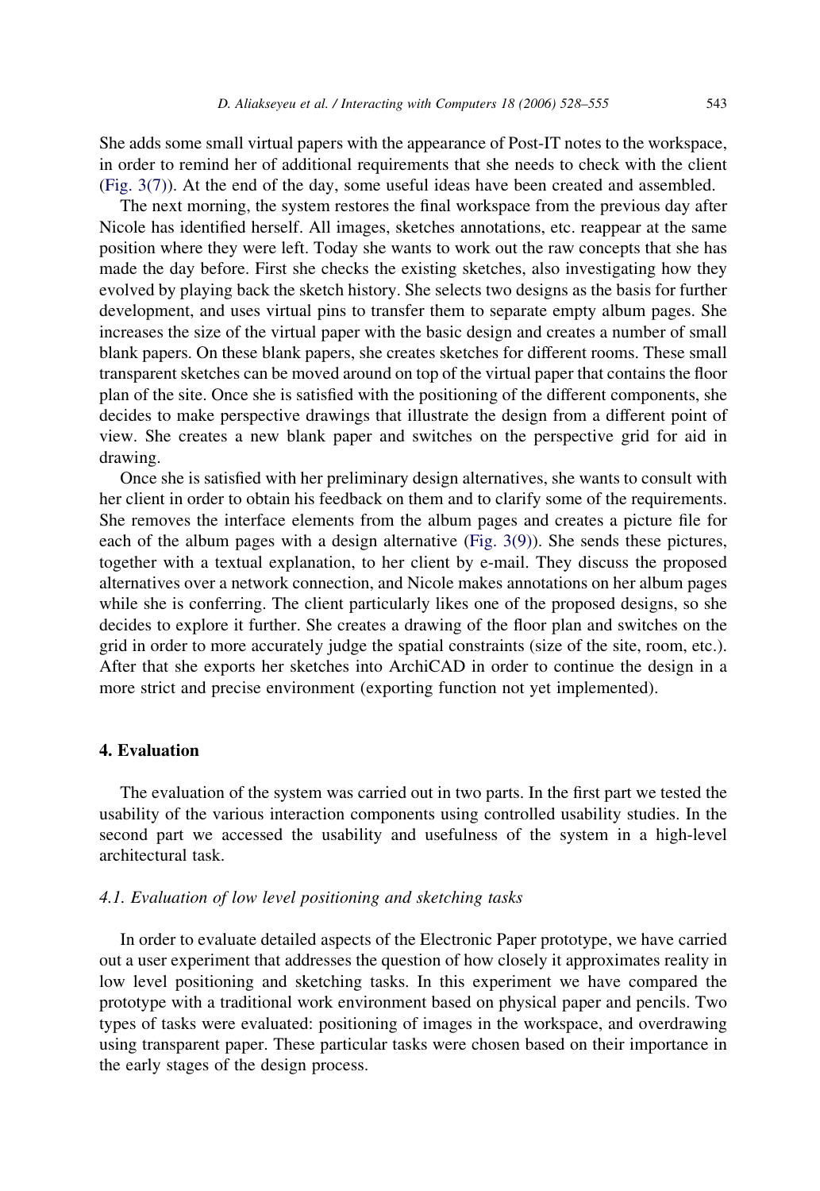She adds some small virtual papers with the appearance of Post-IT notes to the workspace, in order to remind her of additional requirements that she needs to check with the client (Fig. 3(7)). At the end of the day, some useful ideas have been created and assembled.

The next morning, the system restores the final workspace from the previous day after Nicole has identified herself. All images, sketches annotations, etc. reappear at the same position where they were left. Today she wants to work out the raw concepts that she has made the day before. First she checks the existing sketches, also investigating how they evolved by playing back the sketch history. She selects two designs as the basis for further development, and uses virtual pins to transfer them to separate empty album pages. She increases the size of the virtual paper with the basic design and creates a number of small blank papers. On these blank papers, she creates sketches for different rooms. These small transparent sketches can be moved around on top of the virtual paper that contains the floor plan of the site. Once she is satisfied with the positioning of the different components, she decides to make perspective drawings that illustrate the design from a different point of view. She creates a new blank paper and switches on the perspective grid for aid in drawing.

Once she is satisfied with her preliminary design alternatives, she wants to consult with her client in order to obtain his feedback on them and to clarify some of the requirements. She removes the interface elements from the album pages and creates a picture file for each of the album pages with a design alternative (Fig. 3(9)). She sends these pictures, together with a textual explanation, to her client by e-mail. They discuss the proposed alternatives over a network connection, and Nicole makes annotations on her album pages while she is conferring. The client particularly likes one of the proposed designs, so she decides to explore it further. She creates a drawing of the floor plan and switches on the grid in order to more accurately judge the spatial constraints (size of the site, room, etc.). After that she exports her sketches into ArchiCAD in order to continue the design in a more strict and precise environment (exporting function not yet implemented).

## 4. Evaluation

The evaluation of the system was carried out in two parts. In the first part we tested the usability of the various interaction components using controlled usability studies. In the second part we accessed the usability and usefulness of the system in a high-level architectural task.

### *4.1. Evaluation of low level positioning and sketching tasks*

In order to evaluate detailed aspects of the Electronic Paper prototype, we have carried out a user experiment that addresses the question of how closely it approximates reality in low level positioning and sketching tasks. In this experiment we have compared the prototype with a traditional work environment based on physical paper and pencils. Two types of tasks were evaluated: positioning of images in the workspace, and overdrawing using transparent paper. These particular tasks were chosen based on their importance in the early stages of the design process.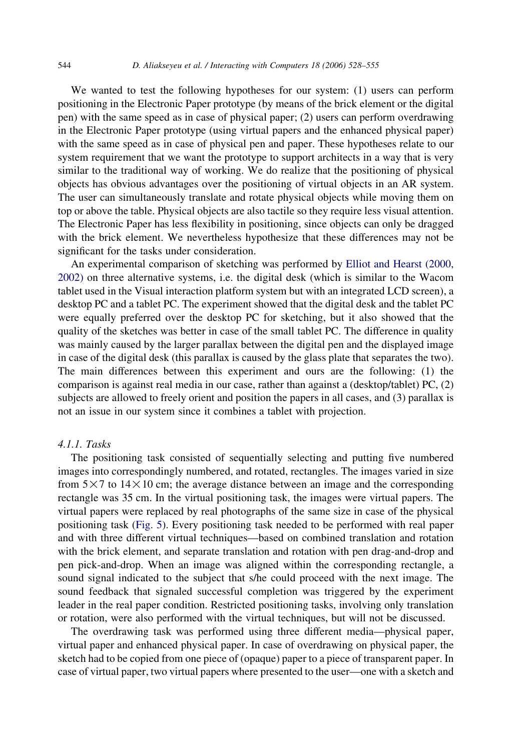We wanted to test the following hypotheses for our system: (1) users can perform positioning in the Electronic Paper prototype (by means of the brick element or the digital pen) with the same speed as in case of physical paper; (2) users can perform overdrawing in the Electronic Paper prototype (using virtual papers and the enhanced physical paper) with the same speed as in case of physical pen and paper. These hypotheses relate to our system requirement that we want the prototype to support architects in a way that is very similar to the traditional way of working. We do realize that the positioning of physical objects has obvious advantages over the positioning of virtual objects in an AR system. The user can simultaneously translate and rotate physical objects while moving them on top or above the table. Physical objects are also tactile so they require less visual attention. The Electronic Paper has less flexibility in positioning, since objects can only be dragged with the brick element. We nevertheless hypothesize that these differences may not be significant for the tasks under consideration.

An experimental comparison of sketching was performed by Elliot and Hearst (2000, 2002) on three alternative systems, i.e. the digital desk (which is similar to the Wacom tablet used in the Visual interaction platform system but with an integrated LCD screen), a desktop PC and a tablet PC. The experiment showed that the digital desk and the tablet PC were equally preferred over the desktop PC for sketching, but it also showed that the quality of the sketches was better in case of the small tablet PC. The difference in quality was mainly caused by the larger parallax between the digital pen and the displayed image in case of the digital desk (this parallax is caused by the glass plate that separates the two). The main differences between this experiment and ours are the following: (1) the comparison is against real media in our case, rather than against a (desktop/tablet) PC, (2) subjects are allowed to freely orient and position the papers in all cases, and (3) parallax is not an issue in our system since it combines a tablet with projection.

#### 4.1.1. Tasks

The positioning task consisted of sequentially selecting and putting five numbered images into correspondingly numbered, and rotated, rectangles. The images varied in size from $5 \times 7$ to $14 \times 10$ cm; the average distance between an image and the corresponding rectangle was 35 cm. In the virtual positioning task, the images were virtual papers. The virtual papers were replaced by real photographs of the same size in case of the physical positioning task (Fig. 5). Every positioning task needed to be performed with real paper and with three different virtual techniques—based on combined translation and rotation with the brick element, and separate translation and rotation with pen drag-and-drop and pen pick-and-drop. When an image was aligned within the corresponding rectangle, a sound signal indicated to the subject that s/he could proceed with the next image. The sound feedback that signaled successful completion was triggered by the experiment leader in the real paper condition. Restricted positioning tasks, involving only translation or rotation, were also performed with the virtual techniques, but will not be discussed.

The overdrawing task was performed using three different media—physical paper, virtual paper and enhanced physical paper. In case of overdrawing on physical paper, the sketch had to be copied from one piece of (opaque) paper to a piece of transparent paper. In case of virtual paper, two virtual papers where presented to the user—one with a sketch and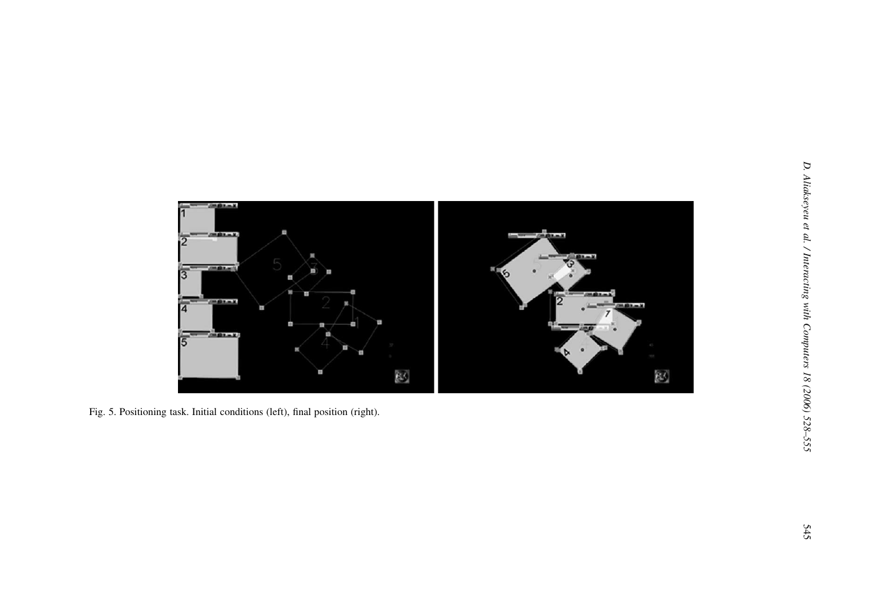Fig. 5. Positioning task. Initial conditions (left), final position (right).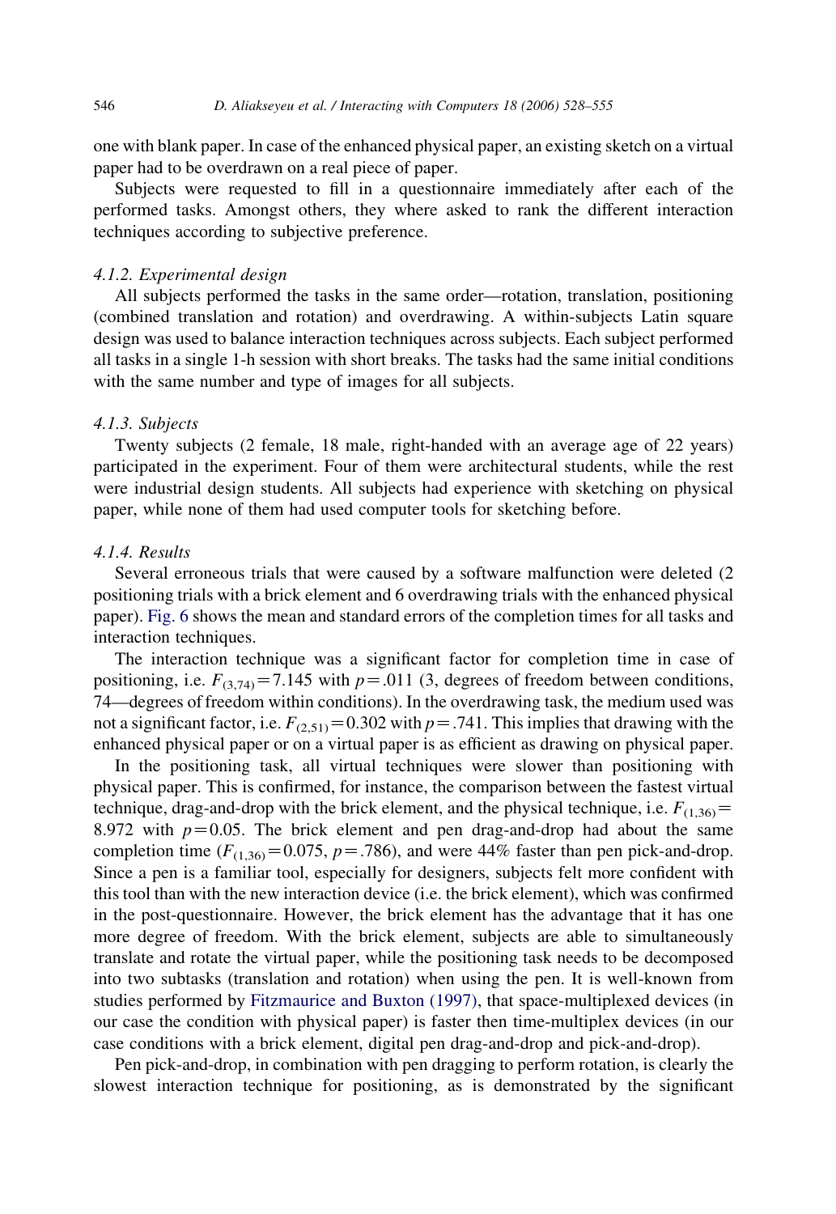one with blank paper. In case of the enhanced physical paper, an existing sketch on a virtual paper had to be overdrawn on a real piece of paper.

Subjects were requested to fill in a questionnaire immediately after each of the performed tasks. Amongst others, they where asked to rank the different interaction techniques according to subjective preference.

#### *4.1.2. Experimental design*

All subjects performed the tasks in the same order—rotation, translation, positioning (combined translation and rotation) and overdrawing. A within-subjects Latin square design was used to balance interaction techniques across subjects. Each subject performed all tasks in a single 1-h session with short breaks. The tasks had the same initial conditions with the same number and type of images for all subjects.

#### *4.1.3. Subjects*

Twenty subjects (2 female, 18 male, right-handed with an average age of 22 years) participated in the experiment. Four of them were architectural students, while the rest were industrial design students. All subjects had experience with sketching on physical paper, while none of them had used computer tools for sketching before.

#### *4.1.4. Results*

Several erroneous trials that were caused by a software malfunction were deleted (2 positioning trials with a brick element and 6 overdrawing trials with the enhanced physical paper). Fig. 6 shows the mean and standard errors of the completion times for all tasks and interaction techniques.

The interaction technique was a significant factor for completion time in case of positioning, i.e. $F_{(3,74)}=7.145$ with $p=.011$ (3, degrees of freedom between conditions, 74—degrees of freedom within conditions). In the overdrawing task, the medium used was not a significant factor, i.e. $F_{(2,51)}=0.302$ with $p=.741$. This implies that drawing with the enhanced physical paper or on a virtual paper is as efficient as drawing on physical paper.

In the positioning task, all virtual techniques were slower than positioning with physical paper. This is confirmed, for instance, the comparison between the fastest virtual technique, drag-and-drop with the brick element, and the physical technique, i.e. $F_{(1,36)}=8.972$ with $p=0.05$. The brick element and pen drag-and-drop had about the same completion time ($F_{(1,36)}=0.075$, $p=.786$), and were 44% faster than pen pick-and-drop. Since a pen is a familiar tool, especially for designers, subjects felt more confident with this tool than with the new interaction device (i.e. the brick element), which was confirmed in the post-questionnaire. However, the brick element has the advantage that it has one more degree of freedom. With the brick element, subjects are able to simultaneously translate and rotate the virtual paper, while the positioning task needs to be decomposed into two subtasks (translation and rotation) when using the pen. It is well-known from studies performed by Fitzmaurice and Buxton (1997), that space-multiplexed devices (in our case the condition with physical paper) is faster then time-multiplex devices (in our case conditions with a brick element, digital pen drag-and-drop and pick-and-drop).

Pen pick-and-drop, in combination with pen dragging to perform rotation, is clearly the slowest interaction technique for positioning, as is demonstrated by the significant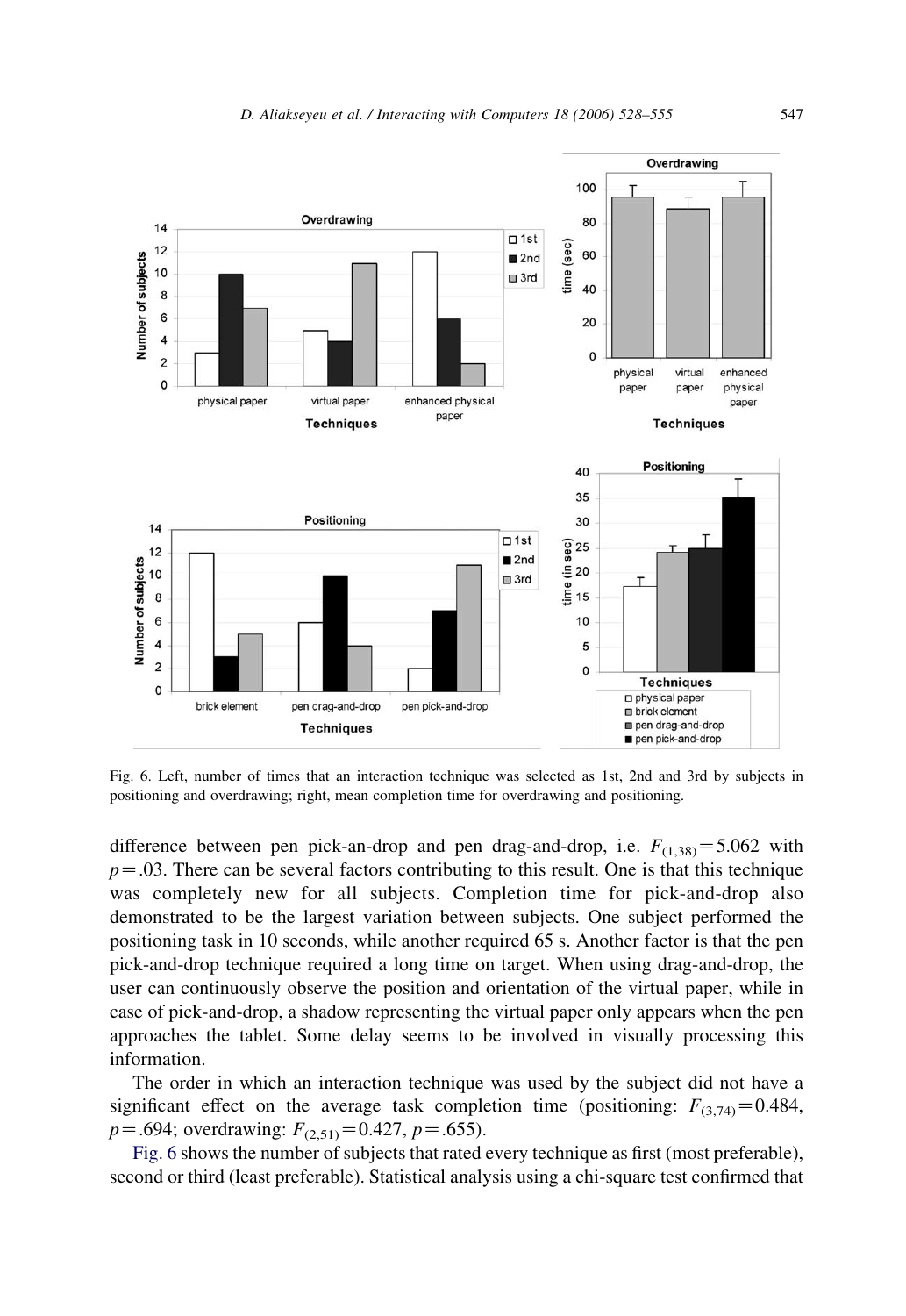Fig. 6. Left, number of times that an interaction technique was selected as 1st, 2nd and 3rd by subjects in positioning and overdrawing; right, mean completion time for overdrawing and positioning.

difference between pen pick-an-drop and pen drag-and-drop, i.e. $F_{(1,38)} = 5.062$ with $p = .03$. There can be several factors contributing to this result. One is that this technique was completely new for all subjects. Completion time for pick-and-drop also demonstrated to be the largest variation between subjects. One subject performed the positioning task in 10 seconds, while another required 65 s. Another factor is that the pen pick-and-drop technique required a long time on target. When using drag-and-drop, the user can continuously observe the position and orientation of the virtual paper, while in case of pick-and-drop, a shadow representing the virtual paper only appears when the pen approaches the tablet. Some delay seems to be involved in visually processing this information.

The order in which an interaction technique was used by the subject did not have a significant effect on the average task completion time (positioning: $F_{(3,74)} = 0.484$, $p = .694$; overdrawing: $F_{(2,51)} = 0.427$, $p = .655$).

Fig. 6 shows the number of subjects that rated every technique as first (most preferable), second or third (least preferable). Statistical analysis using a chi-square test confirmed that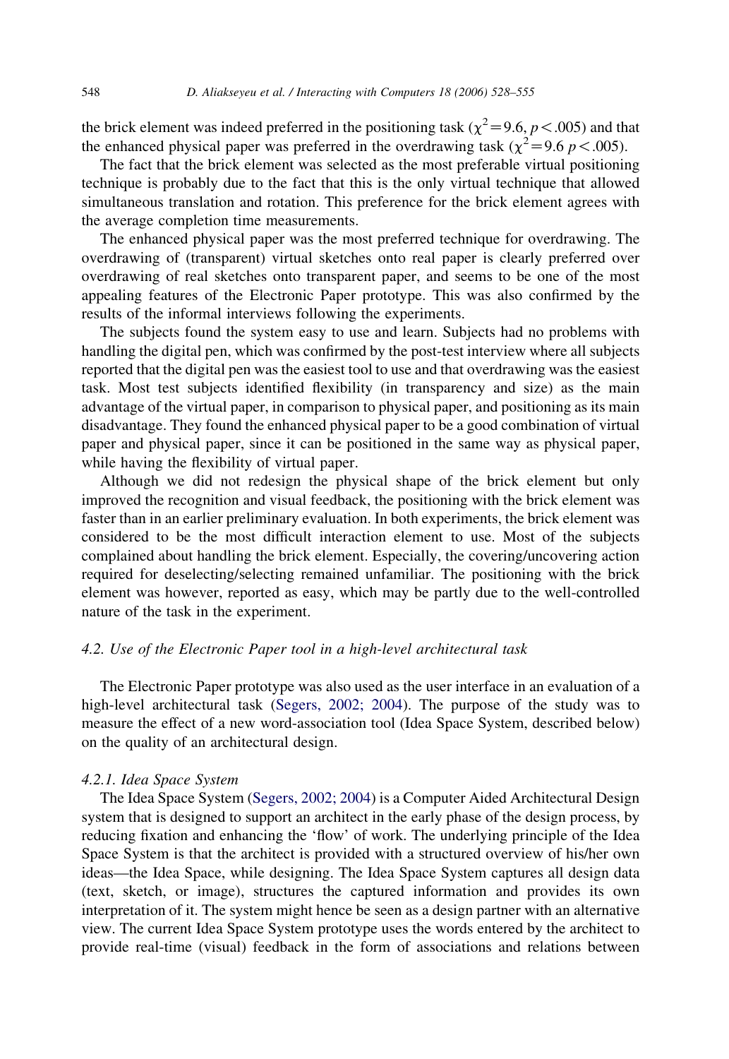the brick element was indeed preferred in the positioning task ($\chi^2 = 9.6$, $p < .005$) and that the enhanced physical paper was preferred in the overdrawing task ($\chi^2 = 9.6$ $p < .005$).

The fact that the brick element was selected as the most preferable virtual positioning technique is probably due to the fact that this is the only virtual technique that allowed simultaneous translation and rotation. This preference for the brick element agrees with the average completion time measurements.

The enhanced physical paper was the most preferred technique for overdrawing. The overdrawing of (transparent) virtual sketches onto real paper is clearly preferred over overdrawing of real sketches onto transparent paper, and seems to be one of the most appealing features of the Electronic Paper prototype. This was also confirmed by the results of the informal interviews following the experiments.

The subjects found the system easy to use and learn. Subjects had no problems with handling the digital pen, which was confirmed by the post-test interview where all subjects reported that the digital pen was the easiest tool to use and that overdrawing was the easiest task. Most test subjects identified flexibility (in transparency and size) as the main advantage of the virtual paper, in comparison to physical paper, and positioning as its main disadvantage. They found the enhanced physical paper to be a good combination of virtual paper and physical paper, since it can be positioned in the same way as physical paper, while having the flexibility of virtual paper.

Although we did not redesign the physical shape of the brick element but only improved the recognition and visual feedback, the positioning with the brick element was faster than in an earlier preliminary evaluation. In both experiments, the brick element was considered to be the most difficult interaction element to use. Most of the subjects complained about handling the brick element. Especially, the covering/uncovering action required for deselecting/selecting remained unfamiliar. The positioning with the brick element was however, reported as easy, which may be partly due to the well-controlled nature of the task in the experiment.

### *4.2. Use of the Electronic Paper tool in a high-level architectural task*

The Electronic Paper prototype was also used as the user interface in an evaluation of a high-level architectural task (Segers, 2002; 2004). The purpose of the study was to measure the effect of a new word-association tool (Idea Space System, described below) on the quality of an architectural design.

#### *4.2.1. Idea Space System*

The Idea Space System (Segers, 2002; 2004) is a Computer Aided Architectural Design system that is designed to support an architect in the early phase of the design process, by reducing fixation and enhancing the 'flow' of work. The underlying principle of the Idea Space System is that the architect is provided with a structured overview of his/her own ideas—the Idea Space, while designing. The Idea Space System captures all design data (text, sketch, or image), structures the captured information and provides its own interpretation of it. The system might hence be seen as a design partner with an alternative view. The current Idea Space System prototype uses the words entered by the architect to provide real-time (visual) feedback in the form of associations and relations between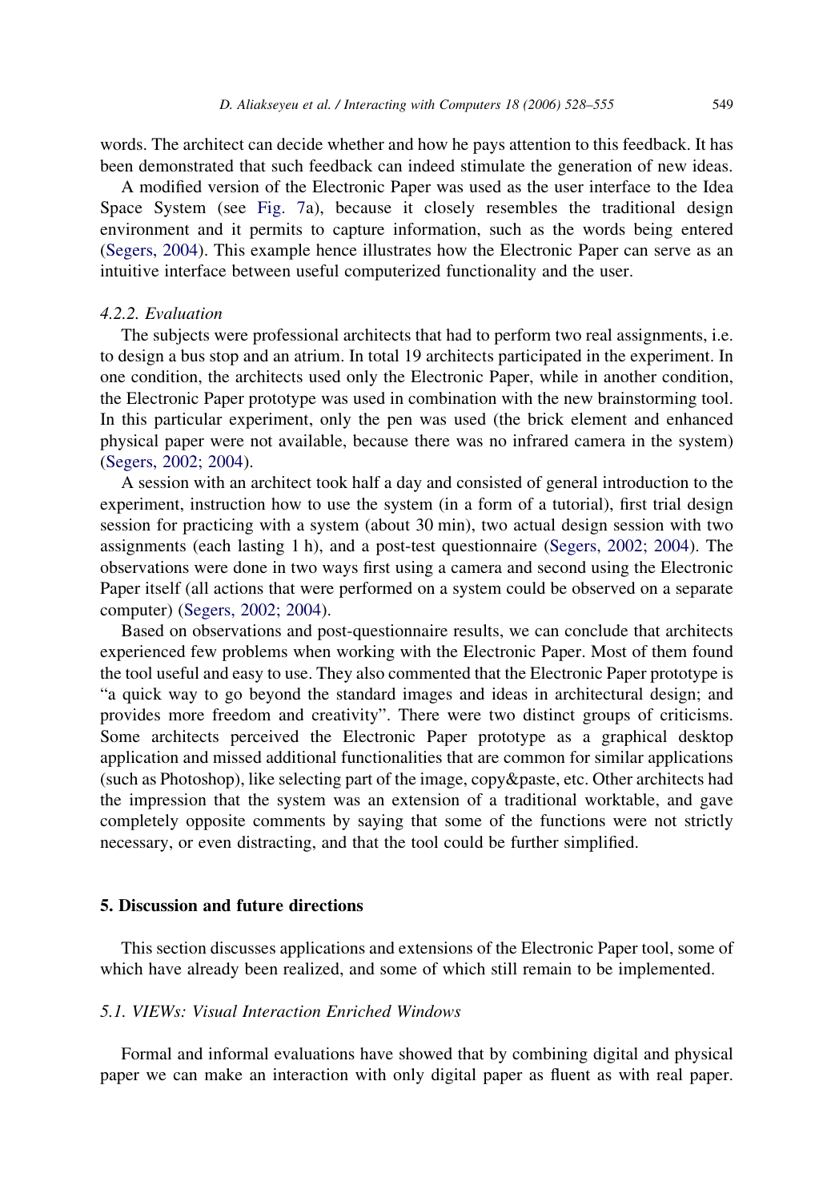words. The architect can decide whether and how he pays attention to this feedback. It has been demonstrated that such feedback can indeed stimulate the generation of new ideas.

A modified version of the Electronic Paper was used as the user interface to the Idea Space System (see Fig. 7a), because it closely resembles the traditional design environment and it permits to capture information, such as the words being entered (Segers, 2004). This example hence illustrates how the Electronic Paper can serve as an intuitive interface between useful computerized functionality and the user.

#### *4.2.2. Evaluation*

The subjects were professional architects that had to perform two real assignments, i.e. to design a bus stop and an atrium. In total 19 architects participated in the experiment. In one condition, the architects used only the Electronic Paper, while in another condition, the Electronic Paper prototype was used in combination with the new brainstorming tool. In this particular experiment, only the pen was used (the brick element and enhanced physical paper were not available, because there was no infrared camera in the system) (Segers, 2002; 2004).

A session with an architect took half a day and consisted of general introduction to the experiment, instruction how to use the system (in a form of a tutorial), first trial design session for practicing with a system (about 30 min), two actual design session with two assignments (each lasting 1 h), and a post-test questionnaire (Segers, 2002; 2004). The observations were done in two ways first using a camera and second using the Electronic Paper itself (all actions that were performed on a system could be observed on a separate computer) (Segers, 2002; 2004).

Based on observations and post-questionnaire results, we can conclude that architects experienced few problems when working with the Electronic Paper. Most of them found the tool useful and easy to use. They also commented that the Electronic Paper prototype is "a quick way to go beyond the standard images and ideas in architectural design; and provides more freedom and creativity". There were two distinct groups of criticisms. Some architects perceived the Electronic Paper prototype as a graphical desktop application and missed additional functionalities that are common for similar applications (such as Photoshop), like selecting part of the image, copy&paste, etc. Other architects had the impression that the system was an extension of a traditional worktable, and gave completely opposite comments by saying that some of the functions were not strictly necessary, or even distracting, and that the tool could be further simplified.

## 5. Discussion and future directions

This section discusses applications and extensions of the Electronic Paper tool, some of which have already been realized, and some of which still remain to be implemented.

### *5.1. VIEWs: Visual Interaction Enriched Windows*

Formal and informal evaluations have showed that by combining digital and physical paper we can make an interaction with only digital paper as fluent as with real paper.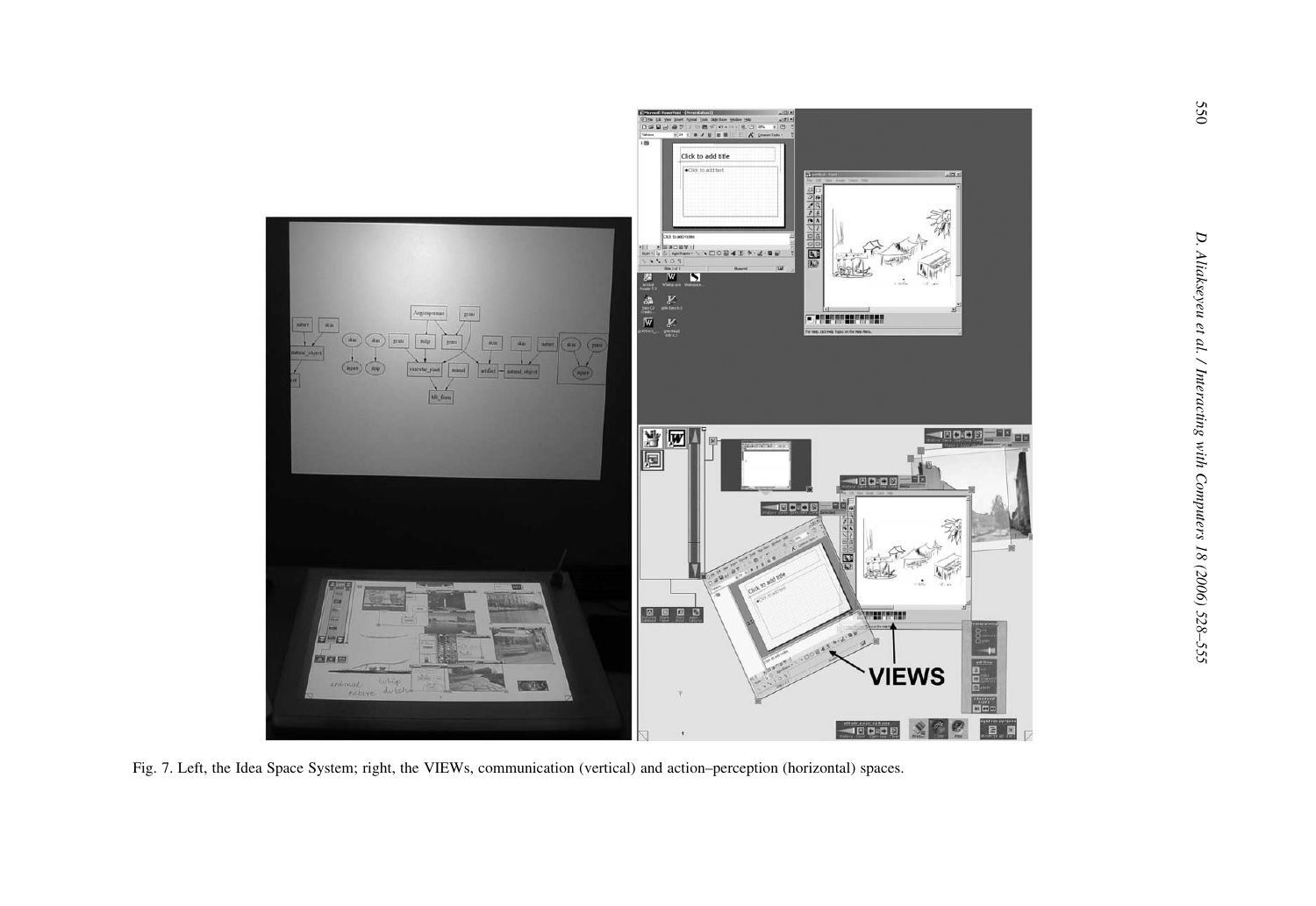Fig. 7. Left, the Idea Space System; right, the VIEWs, communication (vertical) and action–perception (horizontal) spaces.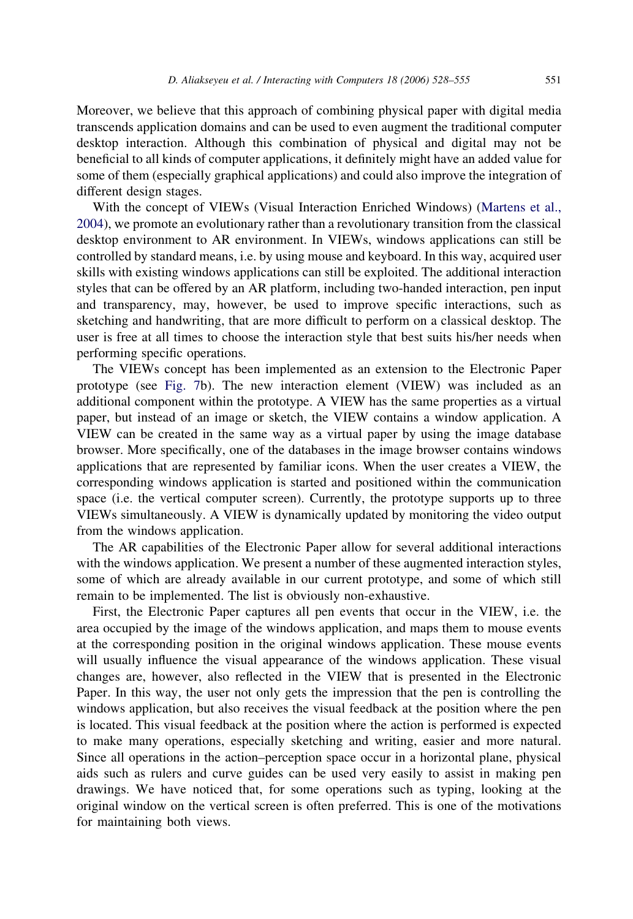Moreover, we believe that this approach of combining physical paper with digital media transcends application domains and can be used to even augment the traditional computer desktop interaction. Although this combination of physical and digital may not be beneficial to all kinds of computer applications, it definitely might have an added value for some of them (especially graphical applications) and could also improve the integration of different design stages.

With the concept of VIEWs (Visual Interaction Enriched Windows) (Martens et al., 2004), we promote an evolutionary rather than a revolutionary transition from the classical desktop environment to AR environment. In VIEWs, windows applications can still be controlled by standard means, i.e. by using mouse and keyboard. In this way, acquired user skills with existing windows applications can still be exploited. The additional interaction styles that can be offered by an AR platform, including two-handed interaction, pen input and transparency, may, however, be used to improve specific interactions, such as sketching and handwriting, that are more difficult to perform on a classical desktop. The user is free at all times to choose the interaction style that best suits his/her needs when performing specific operations.

The VIEWs concept has been implemented as an extension to the Electronic Paper prototype (see Fig. 7b). The new interaction element (VIEW) was included as an additional component within the prototype. A VIEW has the same properties as a virtual paper, but instead of an image or sketch, the VIEW contains a window application. A VIEW can be created in the same way as a virtual paper by using the image database browser. More specifically, one of the databases in the image browser contains windows applications that are represented by familiar icons. When the user creates a VIEW, the corresponding windows application is started and positioned within the communication space (i.e. the vertical computer screen). Currently, the prototype supports up to three VIEWs simultaneously. A VIEW is dynamically updated by monitoring the video output from the windows application.

The AR capabilities of the Electronic Paper allow for several additional interactions with the windows application. We present a number of these augmented interaction styles, some of which are already available in our current prototype, and some of which still remain to be implemented. The list is obviously non-exhaustive.

First, the Electronic Paper captures all pen events that occur in the VIEW, i.e. the area occupied by the image of the windows application, and maps them to mouse events at the corresponding position in the original windows application. These mouse events will usually influence the visual appearance of the windows application. These visual changes are, however, also reflected in the VIEW that is presented in the Electronic Paper. In this way, the user not only gets the impression that the pen is controlling the windows application, but also receives the visual feedback at the position where the pen is located. This visual feedback at the position where the action is performed is expected to make many operations, especially sketching and writing, easier and more natural. Since all operations in the action–perception space occur in a horizontal plane, physical aids such as rulers and curve guides can be used very easily to assist in making pen drawings. We have noticed that, for some operations such as typing, looking at the original window on the vertical screen is often preferred. This is one of the motivations for maintaining both views.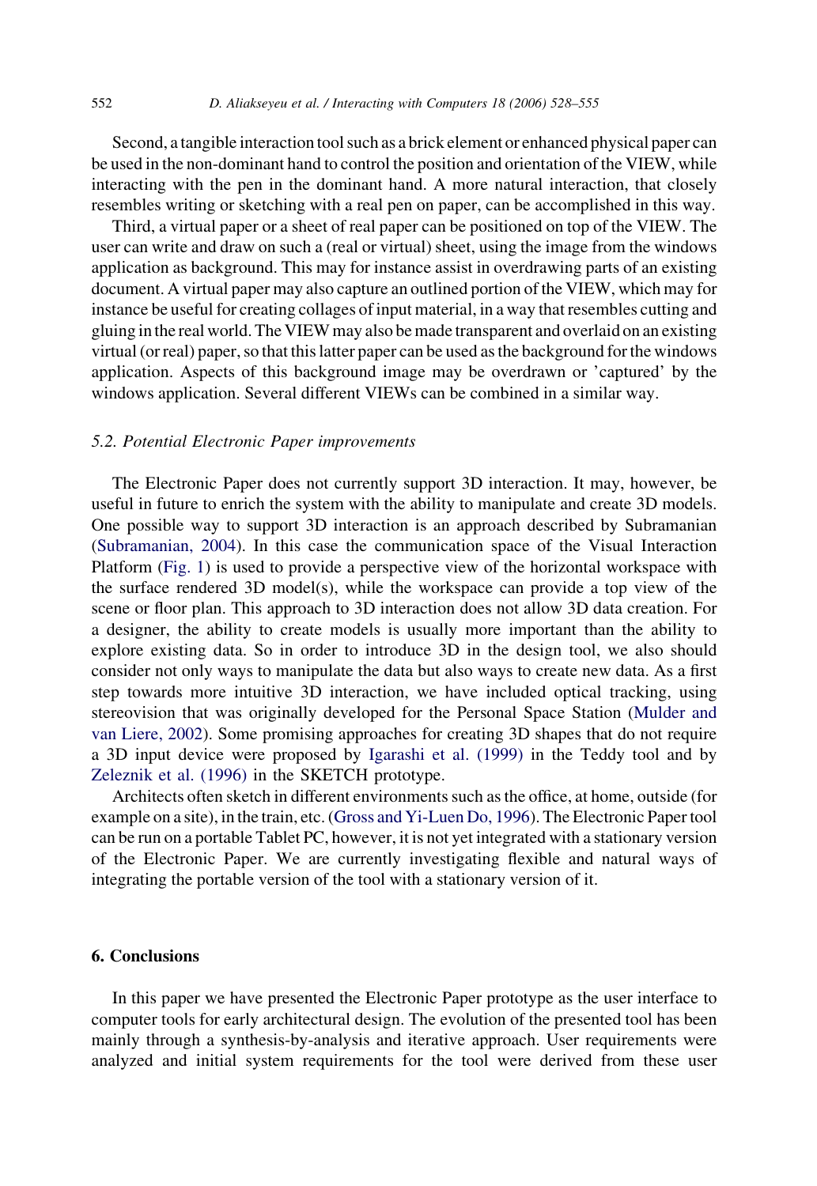Second, a tangible interaction tool such as a brick element or enhanced physical paper can be used in the non-dominant hand to control the position and orientation of the VIEW, while interacting with the pen in the dominant hand. A more natural interaction, that closely resembles writing or sketching with a real pen on paper, can be accomplished in this way.

Third, a virtual paper or a sheet of real paper can be positioned on top of the VIEW. The user can write and draw on such a (real or virtual) sheet, using the image from the windows application as background. This may for instance assist in overdrawing parts of an existing document. A virtual paper may also capture an outlined portion of the VIEW, which may for instance be useful for creating collages of input material, in a way that resembles cutting and gluing in the real world. The VIEW may also be made transparent and overlaid on an existing virtual (or real) paper, so that this latter paper can be used as the background for the windows application. Aspects of this background image may be overdrawn or 'captured' by the windows application. Several different VIEWs can be combined in a similar way.

### *5.2. Potential Electronic Paper improvements*

The Electronic Paper does not currently support 3D interaction. It may, however, be useful in future to enrich the system with the ability to manipulate and create 3D models. One possible way to support 3D interaction is an approach described by Subramanian (Subramanian, 2004). In this case the communication space of the Visual Interaction Platform (Fig. 1) is used to provide a perspective view of the horizontal workspace with the surface rendered 3D model(s), while the workspace can provide a top view of the scene or floor plan. This approach to 3D interaction does not allow 3D data creation. For a designer, the ability to create models is usually more important than the ability to explore existing data. So in order to introduce 3D in the design tool, we also should consider not only ways to manipulate the data but also ways to create new data. As a first step towards more intuitive 3D interaction, we have included optical tracking, using stereovision that was originally developed for the Personal Space Station (Mulder and van Liere, 2002). Some promising approaches for creating 3D shapes that do not require a 3D input device were proposed by Igarashi et al. (1999) in the Teddy tool and by Zeleznik et al. (1996) in the SKETCH prototype.

Architects often sketch in different environments such as the office, at home, outside (for example on a site), in the train, etc. (Gross and Yi-Luen Do, 1996). The Electronic Paper tool can be run on a portable Tablet PC, however, it is not yet integrated with a stationary version of the Electronic Paper. We are currently investigating flexible and natural ways of integrating the portable version of the tool with a stationary version of it.

## 6. Conclusions

In this paper we have presented the Electronic Paper prototype as the user interface to computer tools for early architectural design. The evolution of the presented tool has been mainly through a synthesis-by-analysis and iterative approach. User requirements were analyzed and initial system requirements for the tool were derived from these user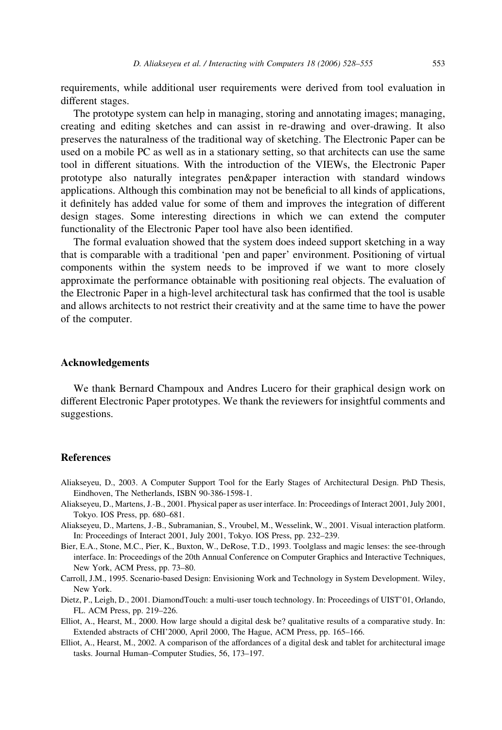requirements, while additional user requirements were derived from tool evaluation in different stages.

The prototype system can help in managing, storing and annotating images; managing, creating and editing sketches and can assist in re-drawing and over-drawing. It also preserves the naturalness of the traditional way of sketching. The Electronic Paper can be used on a mobile PC as well as in a stationary setting, so that architects can use the same tool in different situations. With the introduction of the VIEWs, the Electronic Paper prototype also naturally integrates pen&paper interaction with standard windows applications. Although this combination may not be beneficial to all kinds of applications, it definitely has added value for some of them and improves the integration of different design stages. Some interesting directions in which we can extend the computer functionality of the Electronic Paper tool have also been identified.

The formal evaluation showed that the system does indeed support sketching in a way that is comparable with a traditional 'pen and paper' environment. Positioning of virtual components within the system needs to be improved if we want to more closely approximate the performance obtainable with positioning real objects. The evaluation of the Electronic Paper in a high-level architectural task has confirmed that the tool is usable and allows architects to not restrict their creativity and at the same time to have the power of the computer.

## Acknowledgements

We thank Bernard Champoux and Andres Lucero for their graphical design work on different Electronic Paper prototypes. We thank the reviewers for insightful comments and suggestions.

## References

Aliakseyeu, D., 2003. A Computer Support Tool for the Early Stages of Architectural Design. PhD Thesis, Eindhoven, The Netherlands, ISBN 90-386-1598-1.

Aliakseyeu, D., Martens, J.-B., 2001. Physical paper as user interface. In: Proceedings of Interact 2001, July 2001, Tokyo. IOS Press, pp. 680–681.

Aliakseyeu, D., Martens, J.-B., Subramanian, S., Vroubel, M., Wesselink, W., 2001. Visual interaction platform. In: Proceedings of Interact 2001, July 2001, Tokyo. IOS Press, pp. 232–239.

Bier, E.A., Stone, M.C., Pier, K., Buxton, W., DeRose, T.D., 1993. Toolglass and magic lenses: the see-through interface. In: Proceedings of the 20th Annual Conference on Computer Graphics and Interactive Techniques, New York, ACM Press, pp. 73–80.

Carroll, J.M., 1995. Scenario-based Design: Envisioning Work and Technology in System Development. Wiley, New York.

Dietz, P., Leigh, D., 2001. DiamondTouch: a multi-user touch technology. In: Proceedings of UIST'01, Orlando, FL. ACM Press, pp. 219–226.

Elliot, A., Hearst, M., 2000. How large should a digital desk be? qualitative results of a comparative study. In: Extended abstracts of CHI'2000, April 2000, The Hague, ACM Press, pp. 165–166.

Elliot, A., Hearst, M., 2002. A comparison of the affordances of a digital desk and tablet for architectural image tasks. Journal Human–Computer Studies, 56, 173–197.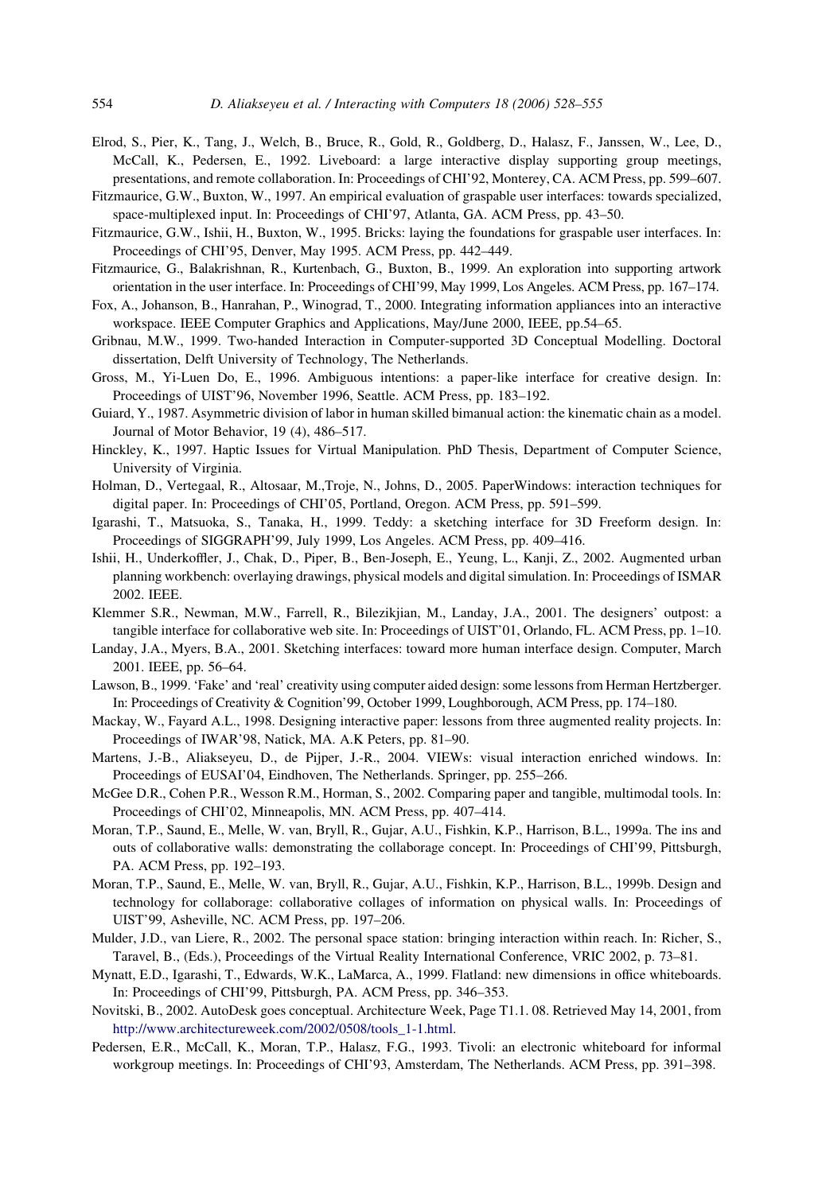Elrod, S., Pier, K., Tang, J., Welch, B., Bruce, R., Gold, R., Goldberg, D., Halasz, F., Janssen, W., Lee, D., McCall, K., Pedersen, E., 1992. Liveboard: a large interactive display supporting group meetings, presentations, and remote collaboration. In: Proceedings of CHI'92, Monterey, CA. ACM Press, pp. 599–607.

Fitzmaurice, G.W., Buxton, W., 1997. An empirical evaluation of graspable user interfaces: towards specialized, space-multiplexed input. In: Proceedings of CHI'97, Atlanta, GA. ACM Press, pp. 43–50.

Fitzmaurice, G.W., Ishii, H., Buxton, W., 1995. Bricks: laying the foundations for graspable user interfaces. In: Proceedings of CHI'95, Denver, May 1995. ACM Press, pp. 442–449.

Fitzmaurice, G., Balakrishnan, R., Kurtenbach, G., Buxton, B., 1999. An exploration into supporting artwork orientation in the user interface. In: Proceedings of CHI'99, May 1999, Los Angeles. ACM Press, pp. 167–174.

Fox, A., Johanson, B., Hanrahan, P., Winograd, T., 2000. Integrating information appliances into an interactive workspace. IEEE Computer Graphics and Applications, May/June 2000, IEEE, pp.54–65.

Gribnau, M.W., 1999. Two-handed Interaction in Computer-supported 3D Conceptual Modelling. Doctoral dissertation, Delft University of Technology, The Netherlands.

Gross, M., Yi-Luen Do, E., 1996. Ambiguous intentions: a paper-like interface for creative design. In: Proceedings of UIST'96, November 1996, Seattle. ACM Press, pp. 183–192.

Guiard, Y., 1987. Asymmetric division of labor in human skilled bimanual action: the kinematic chain as a model. Journal of Motor Behavior, 19 (4), 486–517.

Hinckley, K., 1997. Haptic Issues for Virtual Manipulation. PhD Thesis, Department of Computer Science, University of Virginia.

Holman, D., Vertegaal, R., Altosaar, M.,Troje, N., Johns, D., 2005. PaperWindows: interaction techniques for digital paper. In: Proceedings of CHI'05, Portland, Oregon. ACM Press, pp. 591–599.

Igarashi, T., Matsuoka, S., Tanaka, H., 1999. Teddy: a sketching interface for 3D Freeform design. In: Proceedings of SIGGRAPH'99, July 1999, Los Angeles. ACM Press, pp. 409–416.

Ishii, H., Underkoffler, J., Chak, D., Piper, B., Ben-Joseph, E., Yeung, L., Kanji, Z., 2002. Augmented urban planning workbench: overlaying drawings, physical models and digital simulation. In: Proceedings of ISMAR 2002. IEEE.

Klemmer S.R., Newman, M.W., Farrell, R., Bilezikjian, M., Landay, J.A., 2001. The designers' outpost: a tangible interface for collaborative web site. In: Proceedings of UIST'01, Orlando, FL. ACM Press, pp. 1–10.

Landay, J.A., Myers, B.A., 2001. Sketching interfaces: toward more human interface design. Computer, March 2001. IEEE, pp. 56–64.

Lawson, B., 1999. 'Fake' and 'real' creativity using computer aided design: some lessons from Herman Hertzberger. In: Proceedings of Creativity & Cognition'99, October 1999, Loughborough, ACM Press, pp. 174–180.

Mackay, W., Fayard A.L., 1998. Designing interactive paper: lessons from three augmented reality projects. In: Proceedings of IWAR'98, Natick, MA. A.K Peters, pp. 81–90.

Martens, J.-B., Aliakseyeu, D., de Pijper, J.-R., 2004. VIEWs: visual interaction enriched windows. In: Proceedings of EUSAI'04, Eindhoven, The Netherlands. Springer, pp. 255–266.

McGee D.R., Cohen P.R., Wesson R.M., Horman, S., 2002. Comparing paper and tangible, multimodal tools. In: Proceedings of CHI'02, Minneapolis, MN. ACM Press, pp. 407–414.

Moran, T.P., Saund, E., Melle, W. van, Bryll, R., Gujar, A.U., Fishkin, K.P., Harrison, B.L., 1999a. The ins and outs of collaborative walls: demonstrating the collaborage concept. In: Proceedings of CHI'99, Pittsburgh, PA. ACM Press, pp. 192–193.

Moran, T.P., Saund, E., Melle, W. van, Bryll, R., Gujar, A.U., Fishkin, K.P., Harrison, B.L., 1999b. Design and technology for collaborage: collaborative collages of information on physical walls. In: Proceedings of UIST'99, Asheville, NC. ACM Press, pp. 197–206.

Mulder, J.D., van Liere, R., 2002. The personal space station: bringing interaction within reach. In: Richer, S., Taravel, B., (Eds.), Proceedings of the Virtual Reality International Conference, VRIC 2002, p. 73–81.

Mynatt, E.D., Igarashi, T., Edwards, W.K., LaMarca, A., 1999. Flatland: new dimensions in office whiteboards. In: Proceedings of CHI'99, Pittsburgh, PA. ACM Press, pp. 346–353.

Novitski, B., 2002. AutoDesk goes conceptual. Architecture Week, Page T1.1. 08. Retrieved May 14, 2001, from http://www.architectureweek.com/2002/0508/tools_1-1.html.

Pedersen, E.R., McCall, K., Moran, T.P., Halasz, F.G., 1993. Tivoli: an electronic whiteboard for informal workgroup meetings. In: Proceedings of CHI'93, Amsterdam, The Netherlands. ACM Press, pp. 391–398.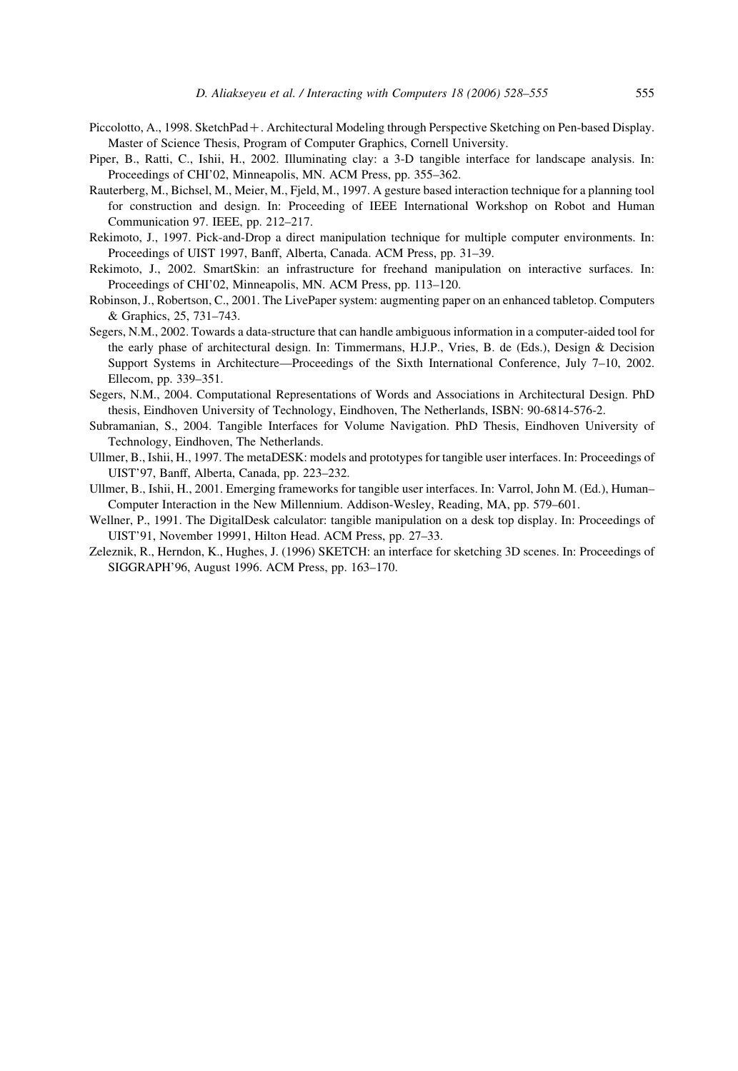Piccolotto, A., 1998. SketchPad+. Architectural Modeling through Perspective Sketching on Pen-based Display. Master of Science Thesis, Program of Computer Graphics, Cornell University.

Piper, B., Ratti, C., Ishii, H., 2002. Illuminating clay: a 3-D tangible interface for landscape analysis. In: Proceedings of CHI'02, Minneapolis, MN. ACM Press, pp. 355–362.

Rauterberg, M., Bichsel, M., Meier, M., Fjeld, M., 1997. A gesture based interaction technique for a planning tool for construction and design. In: Proceeding of IEEE International Workshop on Robot and Human Communication 97. IEEE, pp. 212–217.

Rekimoto, J., 1997. Pick-and-Drop a direct manipulation technique for multiple computer environments. In: Proceedings of UIST 1997, Banff, Alberta, Canada. ACM Press, pp. 31–39.

Rekimoto, J., 2002. SmartSkin: an infrastructure for freehand manipulation on interactive surfaces. In: Proceedings of CHI'02, Minneapolis, MN. ACM Press, pp. 113–120.

Robinson, J., Robertson, C., 2001. The LivePaper system: augmenting paper on an enhanced tabletop. Computers & Graphics, 25, 731–743.

Segers, N.M., 2002. Towards a data-structure that can handle ambiguous information in a computer-aided tool for the early phase of architectural design. In: Timmermans, H.J.P., Vries, B. de (Eds.), Design & Decision Support Systems in Architecture—Proceedings of the Sixth International Conference, July 7–10, 2002. Ellecom, pp. 339–351.

Segers, N.M., 2004. Computational Representations of Words and Associations in Architectural Design. PhD thesis, Eindhoven University of Technology, Eindhoven, The Netherlands, ISBN: 90-6814-576-2.

Subramanian, S., 2004. Tangible Interfaces for Volume Navigation. PhD Thesis, Eindhoven University of Technology, Eindhoven, The Netherlands.

Ullmer, B., Ishii, H., 1997. The metaDESK: models and prototypes for tangible user interfaces. In: Proceedings of UIST'97, Banff, Alberta, Canada, pp. 223–232.

Ullmer, B., Ishii, H., 2001. Emerging frameworks for tangible user interfaces. In: Varrol, John M. (Ed.), Human–Computer Interaction in the New Millennium. Addison-Wesley, Reading, MA, pp. 579–601.

Wellner, P., 1991. The DigitalDesk calculator: tangible manipulation on a desk top display. In: Proceedings of UIST'91, November 19991, Hilton Head. ACM Press, pp. 27–33.

Zeleznik, R., Herndon, K., Hughes, J. (1996) SKETCH: an interface for sketching 3D scenes. In: Proceedings of SIGGRAPH'96, August 1996. ACM Press, pp. 163–170.